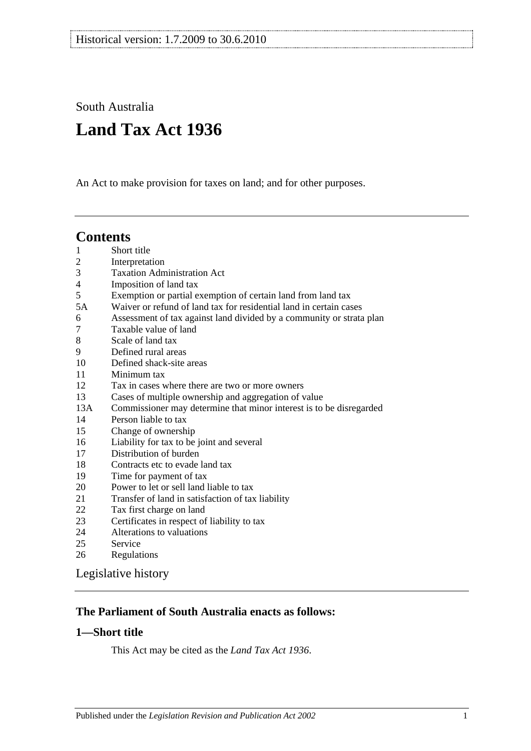Historical version: 1.7.2009 to 30.6.2010

South Australia

# Land Tax Act 1936

An Act to make provision for taxes on land; and for other purposes.

## Contents

1 Short title
2 Interpretation
3 Taxation Administration Act
4 Imposition of land tax
5 Exemption or partial exemption of certain land from land tax
5A Waiver or refund of land tax for residential land in certain cases
6 Assessment of tax against land divided by a community or strata plan
7 Taxable value of land
8 Scale of land tax
9 Defined rural areas
10 Defined shack-site areas
11 Minimum tax
12 Tax in cases where there are two or more owners
13 Cases of multiple ownership and aggregation of value
13A Commissioner may determine that minor interest is to be disregarded
14 Person liable to tax
15 Change of ownership
16 Liability for tax to be joint and several
17 Distribution of burden
18 Contracts etc to evade land tax
19 Time for payment of tax
20 Power to let or sell land liable to tax
21 Transfer of land in satisfaction of tax liability
22 Tax first charge on land
23 Certificates in respect of liability to tax
24 Alterations to valuations
25 Service
26 Regulations

Legislative history

### The Parliament of South Australia enacts as follows:

### 1—Short title

This Act may be cited as the *Land Tax Act 1936*.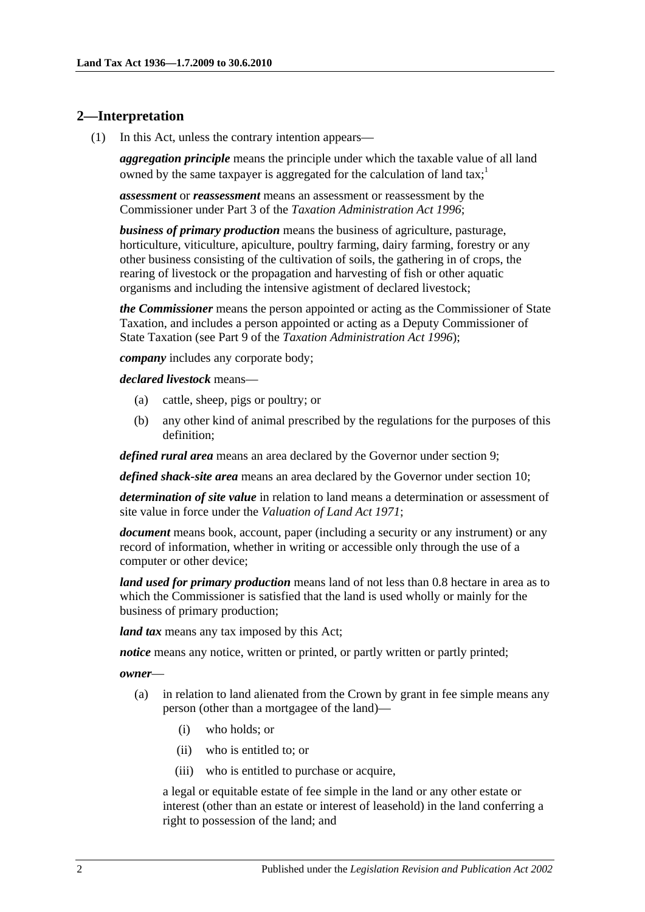## 2—Interpretation

(1) In this Act, unless the contrary intention appears—

***aggregation principle*** means the principle under which the taxable value of all land owned by the same taxpayer is aggregated for the calculation of land tax;[1]

***assessment*** or ***reassessment*** means an assessment or reassessment by the Commissioner under Part 3 of the *Taxation Administration Act 1996*;

***business of primary production*** means the business of agriculture, pasturage, horticulture, viticulture, apiculture, poultry farming, dairy farming, forestry or any other business consisting of the cultivation of soils, the gathering in of crops, the rearing of livestock or the propagation and harvesting of fish or other aquatic organisms and including the intensive agistment of declared livestock;

***the Commissioner*** means the person appointed or acting as the Commissioner of State Taxation, and includes a person appointed or acting as a Deputy Commissioner of State Taxation (see Part 9 of the *Taxation Administration Act 1996*);

***company*** includes any corporate body;

***declared livestock*** means—

- (a) cattle, sheep, pigs or poultry; or
- (b) any other kind of animal prescribed by the regulations for the purposes of this definition;

***defined rural area*** means an area declared by the Governor under section 9;

***defined shack-site area*** means an area declared by the Governor under section 10;

***determination of site value*** in relation to land means a determination or assessment of site value in force under the *Valuation of Land Act 1971*;

***document*** means book, account, paper (including a security or any instrument) or any record of information, whether in writing or accessible only through the use of a computer or other device;

***land used for primary production*** means land of not less than 0.8 hectare in area as to which the Commissioner is satisfied that the land is used wholly or mainly for the business of primary production;

***land tax*** means any tax imposed by this Act;

***notice*** means any notice, written or printed, or partly written or partly printed;

***owner***—

- (a) in relation to land alienated from the Crown by grant in fee simple means any person (other than a mortgagee of the land)—
  - (i) who holds; or
  - (ii) who is entitled to; or
  - (iii) who is entitled to purchase or acquire,

  a legal or equitable estate of fee simple in the land or any other estate or interest (other than an estate or interest of leasehold) in the land conferring a right to possession of the land; and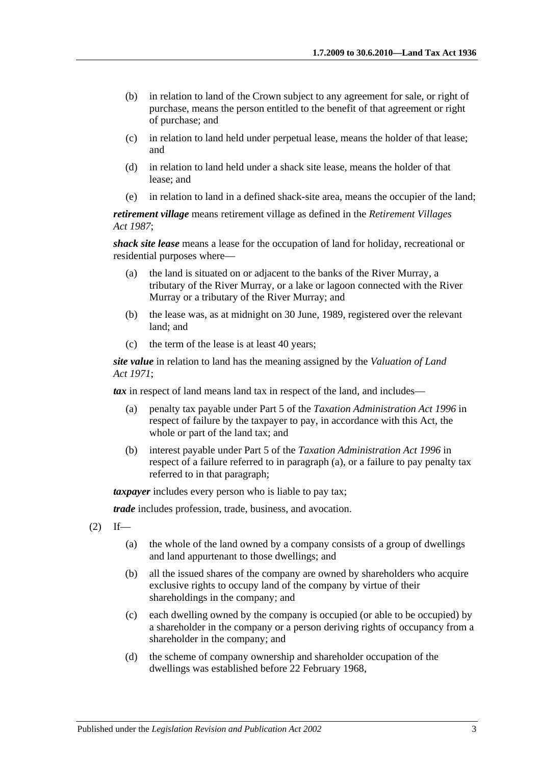(b) in relation to land of the Crown subject to any agreement for sale, or right of purchase, means the person entitled to the benefit of that agreement or right of purchase; and

(c) in relation to land held under perpetual lease, means the holder of that lease; and

(d) in relation to land held under a shack site lease, means the holder of that lease; and

(e) in relation to land in a defined shack-site area, means the occupier of the land;

***retirement village*** means retirement village as defined in the *Retirement Villages Act 1987*;

***shack site lease*** means a lease for the occupation of land for holiday, recreational or residential purposes where—

(a) the land is situated on or adjacent to the banks of the River Murray, a tributary of the River Murray, or a lake or lagoon connected with the River Murray or a tributary of the River Murray; and

(b) the lease was, as at midnight on 30 June, 1989, registered over the relevant land; and

(c) the term of the lease is at least 40 years;

***site value*** in relation to land has the meaning assigned by the *Valuation of Land Act 1971*;

***tax*** in respect of land means land tax in respect of the land, and includes—

(a) penalty tax payable under Part 5 of the *Taxation Administration Act 1996* in respect of failure by the taxpayer to pay, in accordance with this Act, the whole or part of the land tax; and

(b) interest payable under Part 5 of the *Taxation Administration Act 1996* in respect of a failure referred to in paragraph (a), or a failure to pay penalty tax referred to in that paragraph;

***taxpayer*** includes every person who is liable to pay tax;

***trade*** includes profession, trade, business, and avocation.

(2) If—

(a) the whole of the land owned by a company consists of a group of dwellings and land appurtenant to those dwellings; and

(b) all the issued shares of the company are owned by shareholders who acquire exclusive rights to occupy land of the company by virtue of their shareholdings in the company; and

(c) each dwelling owned by the company is occupied (or able to be occupied) by a shareholder in the company or a person deriving rights of occupancy from a shareholder in the company; and

(d) the scheme of company ownership and shareholder occupation of the dwellings was established before 22 February 1968,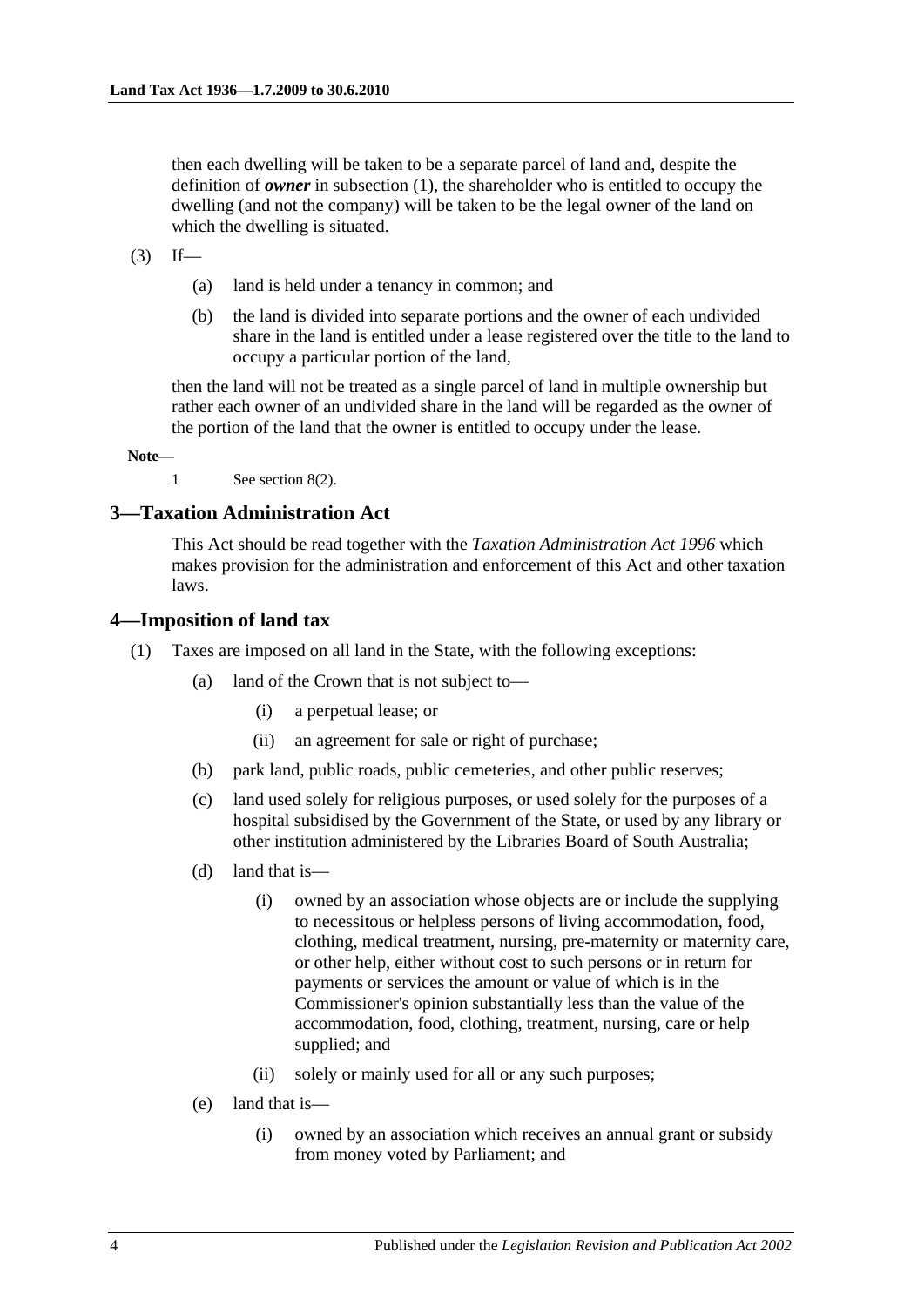then each dwelling will be taken to be a separate parcel of land and, despite the definition of ***owner*** in subsection (1), the shareholder who is entitled to occupy the dwelling (and not the company) will be taken to be the legal owner of the land on which the dwelling is situated.

(3) If—

(a) land is held under a tenancy in common; and

(b) the land is divided into separate portions and the owner of each undivided share in the land is entitled under a lease registered over the title to the land to occupy a particular portion of the land,

then the land will not be treated as a single parcel of land in multiple ownership but rather each owner of an undivided share in the land will be regarded as the owner of the portion of the land that the owner is entitled to occupy under the lease.

**Note—**

1 See section 8(2).

## 3—Taxation Administration Act

This Act should be read together with the *Taxation Administration Act 1996* which makes provision for the administration and enforcement of this Act and other taxation laws.

## 4—Imposition of land tax

(1) Taxes are imposed on all land in the State, with the following exceptions:

(a) land of the Crown that is not subject to—

(i) a perpetual lease; or

(ii) an agreement for sale or right of purchase;

(b) park land, public roads, public cemeteries, and other public reserves;

(c) land used solely for religious purposes, or used solely for the purposes of a hospital subsidised by the Government of the State, or used by any library or other institution administered by the Libraries Board of South Australia;

(d) land that is—

(i) owned by an association whose objects are or include the supplying to necessitous or helpless persons of living accommodation, food, clothing, medical treatment, nursing, pre-maternity or maternity care, or other help, either without cost to such persons or in return for payments or services the amount or value of which is in the Commissioner's opinion substantially less than the value of the accommodation, food, clothing, treatment, nursing, care or help supplied; and

(ii) solely or mainly used for all or any such purposes;

(e) land that is—

(i) owned by an association which receives an annual grant or subsidy from money voted by Parliament; and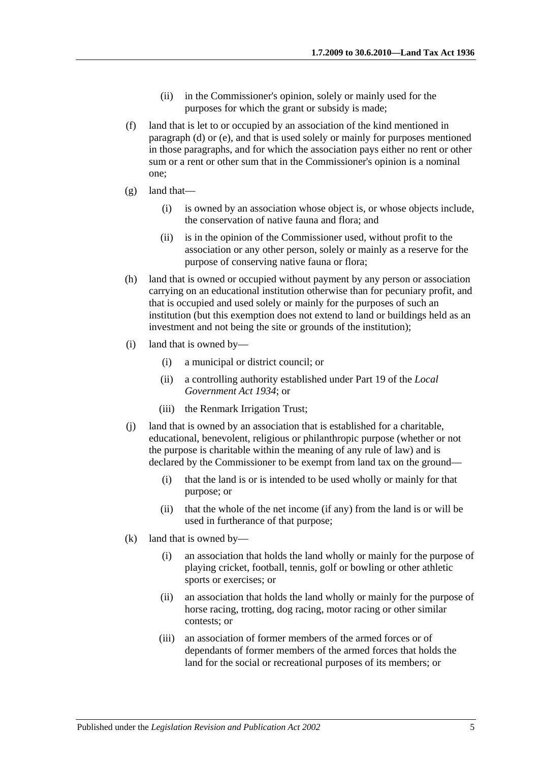(ii) in the Commissioner's opinion, solely or mainly used for the purposes for which the grant or subsidy is made;

(f) land that is let to or occupied by an association of the kind mentioned in paragraph (d) or (e), and that is used solely or mainly for purposes mentioned in those paragraphs, and for which the association pays either no rent or other sum or a rent or other sum that in the Commissioner's opinion is a nominal one;

(g) land that—

(i) is owned by an association whose object is, or whose objects include, the conservation of native fauna and flora; and

(ii) is in the opinion of the Commissioner used, without profit to the association or any other person, solely or mainly as a reserve for the purpose of conserving native fauna or flora;

(h) land that is owned or occupied without payment by any person or association carrying on an educational institution otherwise than for pecuniary profit, and that is occupied and used solely or mainly for the purposes of such an institution (but this exemption does not extend to land or buildings held as an investment and not being the site or grounds of the institution);

(i) land that is owned by—

(i) a municipal or district council; or

(ii) a controlling authority established under Part 19 of the *Local Government Act 1934*; or

(iii) the Renmark Irrigation Trust;

(j) land that is owned by an association that is established for a charitable, educational, benevolent, religious or philanthropic purpose (whether or not the purpose is charitable within the meaning of any rule of law) and is declared by the Commissioner to be exempt from land tax on the ground—

(i) that the land is or is intended to be used wholly or mainly for that purpose; or

(ii) that the whole of the net income (if any) from the land is or will be used in furtherance of that purpose;

(k) land that is owned by—

(i) an association that holds the land wholly or mainly for the purpose of playing cricket, football, tennis, golf or bowling or other athletic sports or exercises; or

(ii) an association that holds the land wholly or mainly for the purpose of horse racing, trotting, dog racing, motor racing or other similar contests; or

(iii) an association of former members of the armed forces or of dependants of former members of the armed forces that holds the land for the social or recreational purposes of its members; or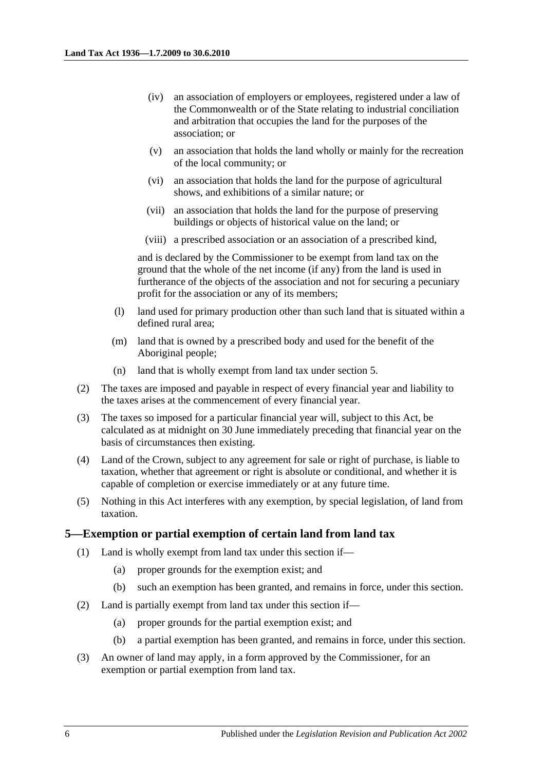(iv) an association of employers or employees, registered under a law of the Commonwealth or of the State relating to industrial conciliation and arbitration that occupies the land for the purposes of the association; or

(v) an association that holds the land wholly or mainly for the recreation of the local community; or

(vi) an association that holds the land for the purpose of agricultural shows, and exhibitions of a similar nature; or

(vii) an association that holds the land for the purpose of preserving buildings or objects of historical value on the land; or

(viii) a prescribed association or an association of a prescribed kind,

and is declared by the Commissioner to be exempt from land tax on the ground that the whole of the net income (if any) from the land is used in furtherance of the objects of the association and not for securing a pecuniary profit for the association or any of its members;

(l) land used for primary production other than such land that is situated within a defined rural area;

(m) land that is owned by a prescribed body and used for the benefit of the Aboriginal people;

(n) land that is wholly exempt from land tax under section 5.

(2) The taxes are imposed and payable in respect of every financial year and liability to the taxes arises at the commencement of every financial year.

(3) The taxes so imposed for a particular financial year will, subject to this Act, be calculated as at midnight on 30 June immediately preceding that financial year on the basis of circumstances then existing.

(4) Land of the Crown, subject to any agreement for sale or right of purchase, is liable to taxation, whether that agreement or right is absolute or conditional, and whether it is capable of completion or exercise immediately or at any future time.

(5) Nothing in this Act interferes with any exemption, by special legislation, of land from taxation.

## 5—Exemption or partial exemption of certain land from land tax

(1) Land is wholly exempt from land tax under this section if—

(a) proper grounds for the exemption exist; and

(b) such an exemption has been granted, and remains in force, under this section.

(2) Land is partially exempt from land tax under this section if—

(a) proper grounds for the partial exemption exist; and

(b) a partial exemption has been granted, and remains in force, under this section.

(3) An owner of land may apply, in a form approved by the Commissioner, for an exemption or partial exemption from land tax.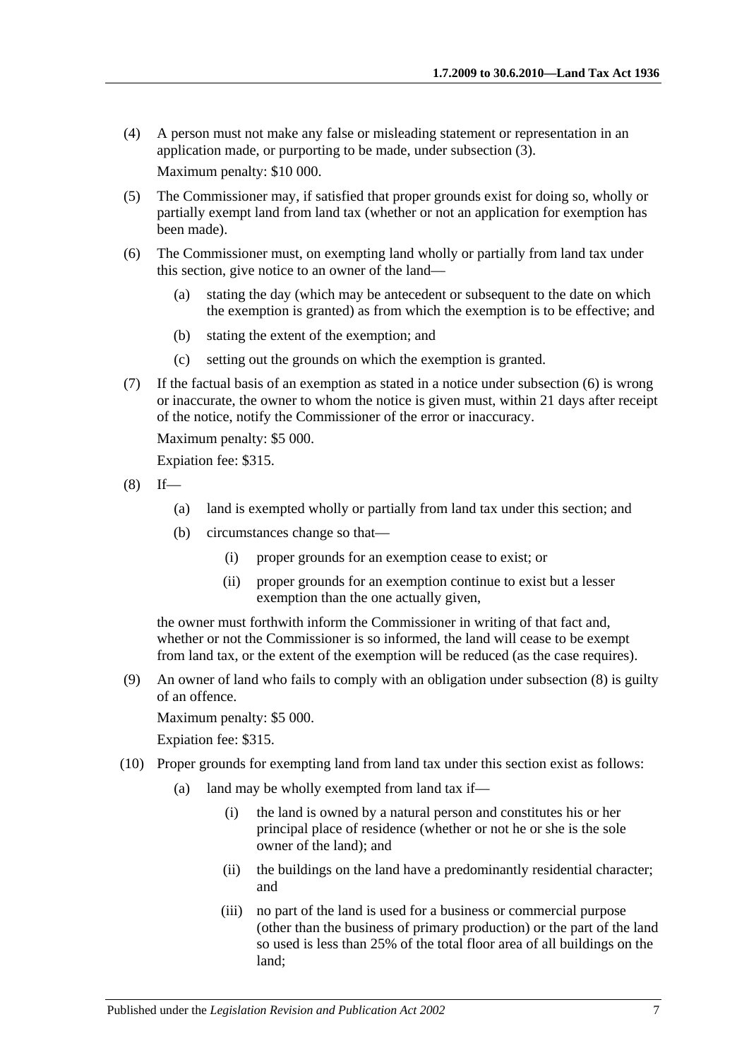(4) A person must not make any false or misleading statement or representation in an application made, or purporting to be made, under subsection (3).

Maximum penalty: $10 000.

(5) The Commissioner may, if satisfied that proper grounds exist for doing so, wholly or partially exempt land from land tax (whether or not an application for exemption has been made).

(6) The Commissioner must, on exempting land wholly or partially from land tax under this section, give notice to an owner of the land—

  (a) stating the day (which may be antecedent or subsequent to the date on which the exemption is granted) as from which the exemption is to be effective; and

  (b) stating the extent of the exemption; and

  (c) setting out the grounds on which the exemption is granted.

(7) If the factual basis of an exemption as stated in a notice under subsection (6) is wrong or inaccurate, the owner to whom the notice is given must, within 21 days after receipt of the notice, notify the Commissioner of the error or inaccuracy.

Maximum penalty: $5 000.

Expiation fee: $315.

(8) If—

  (a) land is exempted wholly or partially from land tax under this section; and

  (b) circumstances change so that—

    (i) proper grounds for an exemption cease to exist; or

    (ii) proper grounds for an exemption continue to exist but a lesser exemption than the one actually given,

the owner must forthwith inform the Commissioner in writing of that fact and, whether or not the Commissioner is so informed, the land will cease to be exempt from land tax, or the extent of the exemption will be reduced (as the case requires).

(9) An owner of land who fails to comply with an obligation under subsection (8) is guilty of an offence.

Maximum penalty: $5 000.

Expiation fee: $315.

(10) Proper grounds for exempting land from land tax under this section exist as follows:

  (a) land may be wholly exempted from land tax if—

    (i) the land is owned by a natural person and constitutes his or her principal place of residence (whether or not he or she is the sole owner of the land); and

    (ii) the buildings on the land have a predominantly residential character; and

    (iii) no part of the land is used for a business or commercial purpose (other than the business of primary production) or the part of the land so used is less than 25% of the total floor area of all buildings on the land;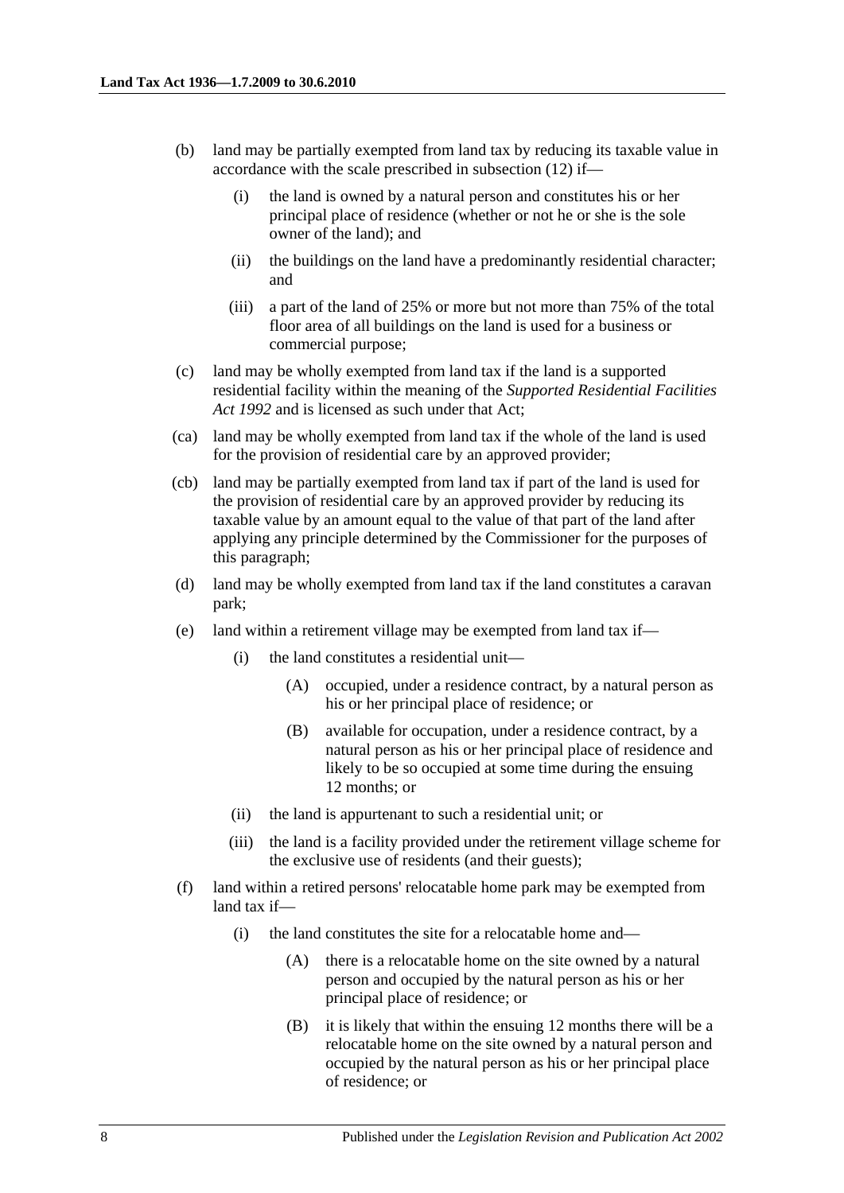(b) land may be partially exempted from land tax by reducing its taxable value in accordance with the scale prescribed in subsection (12) if—

  (i) the land is owned by a natural person and constitutes his or her principal place of residence (whether or not he or she is the sole owner of the land); and

  (ii) the buildings on the land have a predominantly residential character; and

  (iii) a part of the land of 25% or more but not more than 75% of the total floor area of all buildings on the land is used for a business or commercial purpose;

(c) land may be wholly exempted from land tax if the land is a supported residential facility within the meaning of the *Supported Residential Facilities Act 1992* and is licensed as such under that Act;

(ca) land may be wholly exempted from land tax if the whole of the land is used for the provision of residential care by an approved provider;

(cb) land may be partially exempted from land tax if part of the land is used for the provision of residential care by an approved provider by reducing its taxable value by an amount equal to the value of that part of the land after applying any principle determined by the Commissioner for the purposes of this paragraph;

(d) land may be wholly exempted from land tax if the land constitutes a caravan park;

(e) land within a retirement village may be exempted from land tax if—

  (i) the land constitutes a residential unit—

    (A) occupied, under a residence contract, by a natural person as his or her principal place of residence; or

    (B) available for occupation, under a residence contract, by a natural person as his or her principal place of residence and likely to be so occupied at some time during the ensuing 12 months; or

  (ii) the land is appurtenant to such a residential unit; or

  (iii) the land is a facility provided under the retirement village scheme for the exclusive use of residents (and their guests);

(f) land within a retired persons' relocatable home park may be exempted from land tax if—

  (i) the land constitutes the site for a relocatable home and—

    (A) there is a relocatable home on the site owned by a natural person and occupied by the natural person as his or her principal place of residence; or

    (B) it is likely that within the ensuing 12 months there will be a relocatable home on the site owned by a natural person and occupied by the natural person as his or her principal place of residence; or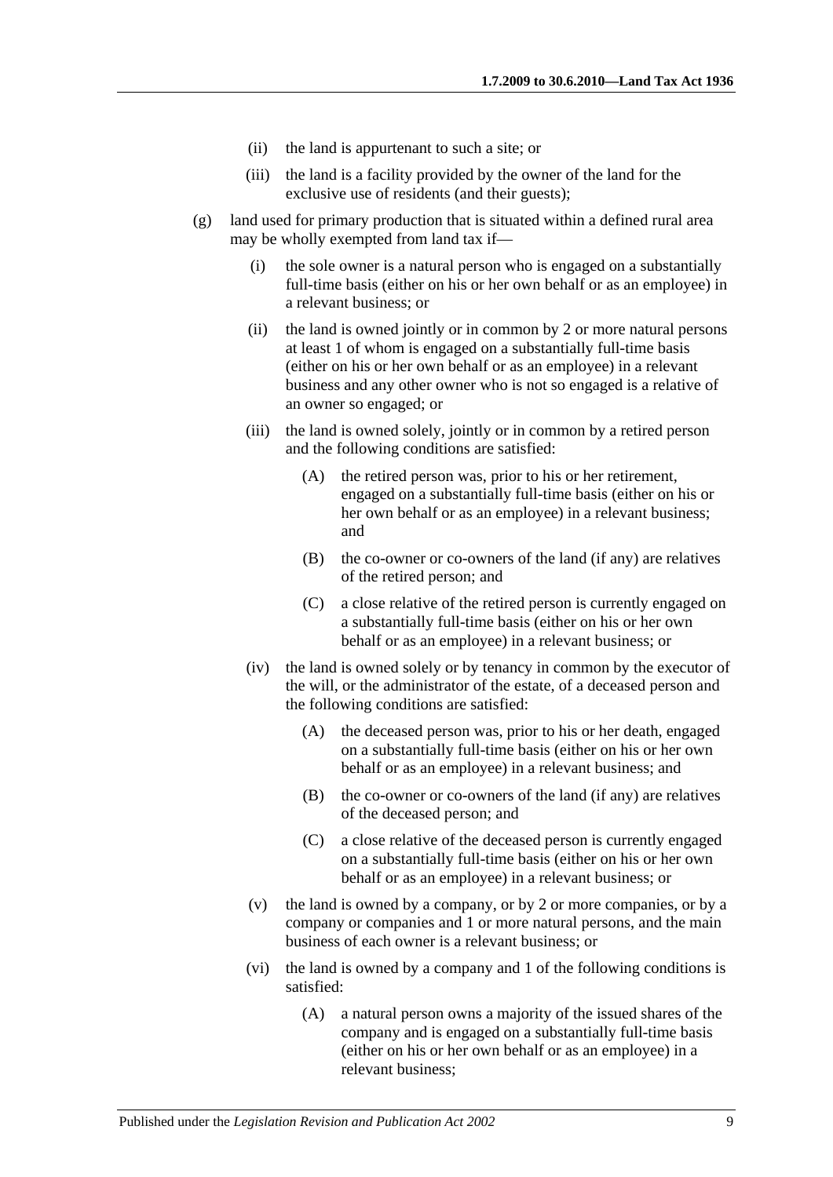(ii) the land is appurtenant to such a site; or

(iii) the land is a facility provided by the owner of the land for the exclusive use of residents (and their guests);

(g) land used for primary production that is situated within a defined rural area may be wholly exempted from land tax if—

(i) the sole owner is a natural person who is engaged on a substantially full-time basis (either on his or her own behalf or as an employee) in a relevant business; or

(ii) the land is owned jointly or in common by 2 or more natural persons at least 1 of whom is engaged on a substantially full-time basis (either on his or her own behalf or as an employee) in a relevant business and any other owner who is not so engaged is a relative of an owner so engaged; or

(iii) the land is owned solely, jointly or in common by a retired person and the following conditions are satisfied:

(A) the retired person was, prior to his or her retirement, engaged on a substantially full-time basis (either on his or her own behalf or as an employee) in a relevant business; and

(B) the co-owner or co-owners of the land (if any) are relatives of the retired person; and

(C) a close relative of the retired person is currently engaged on a substantially full-time basis (either on his or her own behalf or as an employee) in a relevant business; or

(iv) the land is owned solely or by tenancy in common by the executor of the will, or the administrator of the estate, of a deceased person and the following conditions are satisfied:

(A) the deceased person was, prior to his or her death, engaged on a substantially full-time basis (either on his or her own behalf or as an employee) in a relevant business; and

(B) the co-owner or co-owners of the land (if any) are relatives of the deceased person; and

(C) a close relative of the deceased person is currently engaged on a substantially full-time basis (either on his or her own behalf or as an employee) in a relevant business; or

(v) the land is owned by a company, or by 2 or more companies, or by a company or companies and 1 or more natural persons, and the main business of each owner is a relevant business; or

(vi) the land is owned by a company and 1 of the following conditions is satisfied:

(A) a natural person owns a majority of the issued shares of the company and is engaged on a substantially full-time basis (either on his or her own behalf or as an employee) in a relevant business;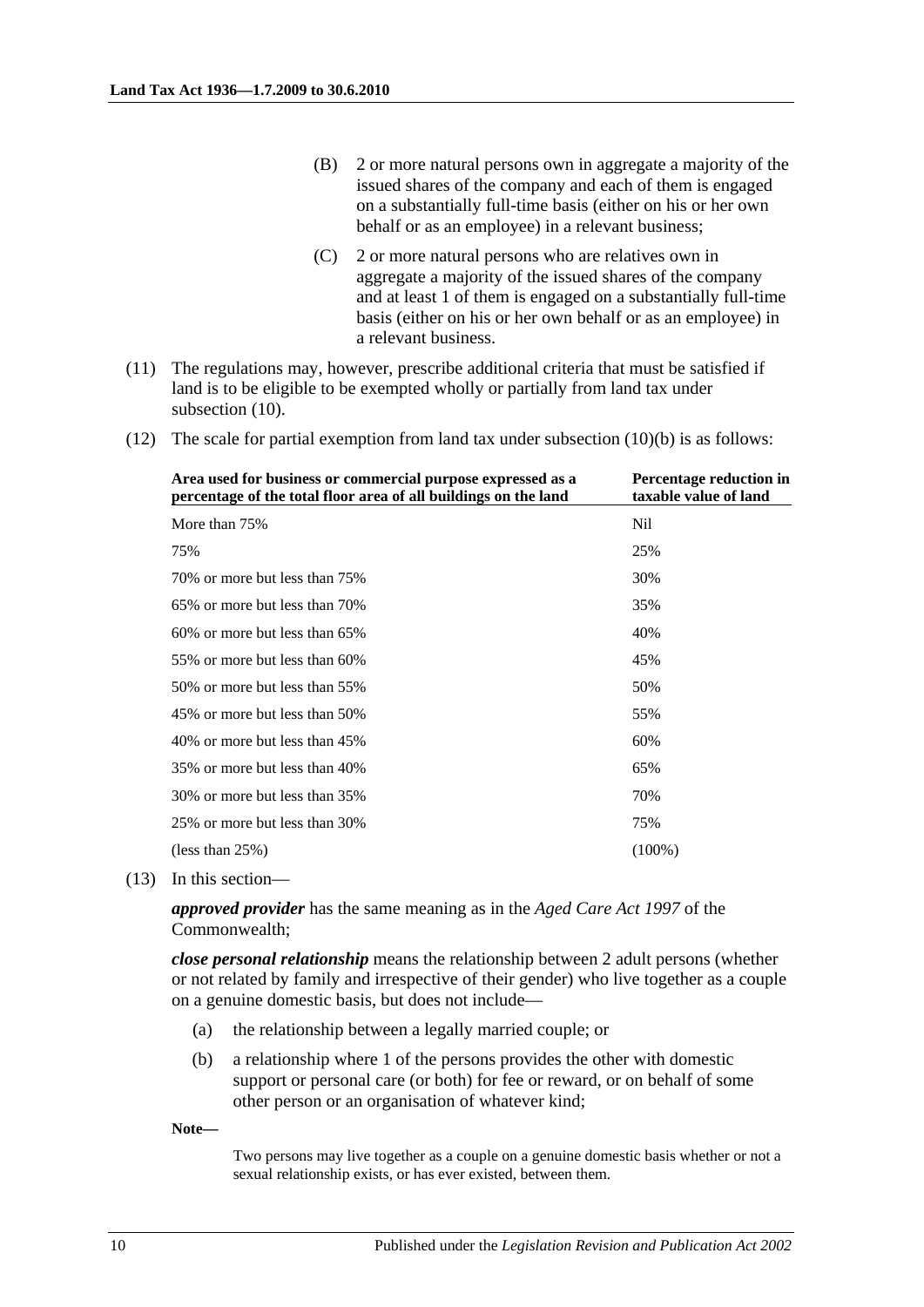(B) 2 or more natural persons own in aggregate a majority of the issued shares of the company and each of them is engaged on a substantially full-time basis (either on his or her own behalf or as an employee) in a relevant business;

(C) 2 or more natural persons who are relatives own in aggregate a majority of the issued shares of the company and at least 1 of them is engaged on a substantially full-time basis (either on his or her own behalf or as an employee) in a relevant business.

(11) The regulations may, however, prescribe additional criteria that must be satisfied if land is to be eligible to be exempted wholly or partially from land tax under subsection (10).

(12) The scale for partial exemption from land tax under subsection (10)(b) is as follows:

| Area used for business or commercial purpose expressed as a percentage of the total floor area of all buildings on the land | Percentage reduction in taxable value of land |
|---|---|
| More than 75% | Nil |
| 75% | 25% |
| 70% or more but less than 75% | 30% |
| 65% or more but less than 70% | 35% |
| 60% or more but less than 65% | 40% |
| 55% or more but less than 60% | 45% |
| 50% or more but less than 55% | 50% |
| 45% or more but less than 50% | 55% |
| 40% or more but less than 45% | 60% |
| 35% or more but less than 40% | 65% |
| 30% or more but less than 35% | 70% |
| 25% or more but less than 30% | 75% |
| (less than 25%) | (100%) |

(13) In this section—

***approved provider*** has the same meaning as in the *Aged Care Act 1997* of the Commonwealth;

***close personal relationship*** means the relationship between 2 adult persons (whether or not related by family and irrespective of their gender) who live together as a couple on a genuine domestic basis, but does not include—

(a) the relationship between a legally married couple; or

(b) a relationship where 1 of the persons provides the other with domestic support or personal care (or both) for fee or reward, or on behalf of some other person or an organisation of whatever kind;

**Note—**

Two persons may live together as a couple on a genuine domestic basis whether or not a sexual relationship exists, or has ever existed, between them.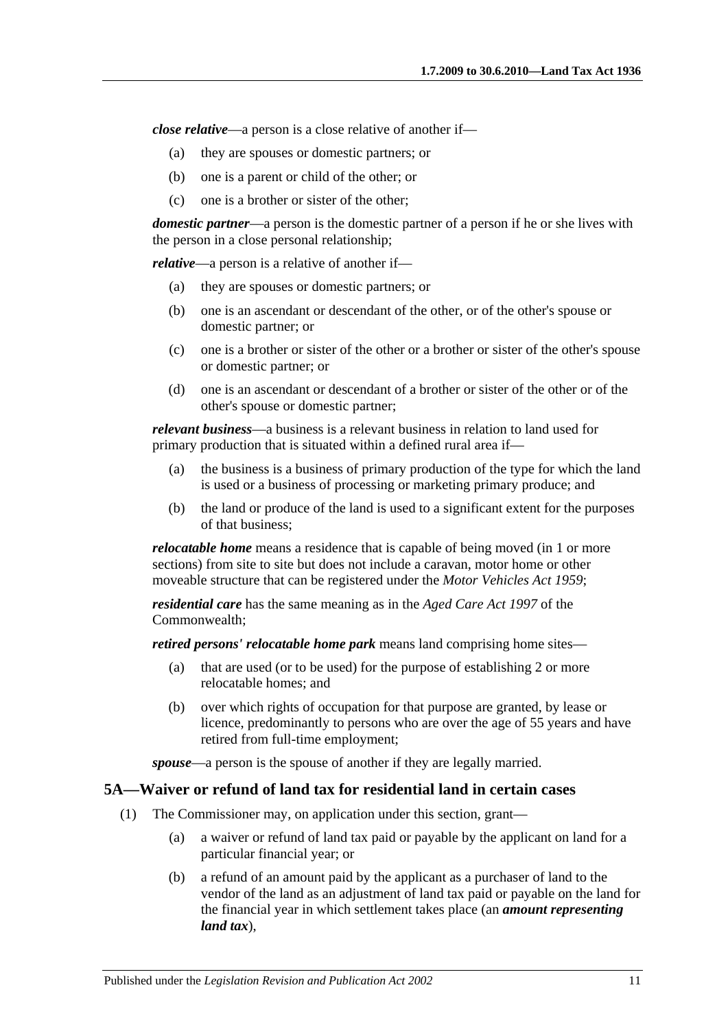***close relative***—a person is a close relative of another if—

(a) they are spouses or domestic partners; or

(b) one is a parent or child of the other; or

(c) one is a brother or sister of the other;

***domestic partner***—a person is the domestic partner of a person if he or she lives with the person in a close personal relationship;

***relative***—a person is a relative of another if—

(a) they are spouses or domestic partners; or

(b) one is an ascendant or descendant of the other, or of the other's spouse or domestic partner; or

(c) one is a brother or sister of the other or a brother or sister of the other's spouse or domestic partner; or

(d) one is an ascendant or descendant of a brother or sister of the other or of the other's spouse or domestic partner;

***relevant business***—a business is a relevant business in relation to land used for primary production that is situated within a defined rural area if—

(a) the business is a business of primary production of the type for which the land is used or a business of processing or marketing primary produce; and

(b) the land or produce of the land is used to a significant extent for the purposes of that business;

***relocatable home*** means a residence that is capable of being moved (in 1 or more sections) from site to site but does not include a caravan, motor home or other moveable structure that can be registered under the *Motor Vehicles Act 1959*;

***residential care*** has the same meaning as in the *Aged Care Act 1997* of the Commonwealth;

***retired persons' relocatable home park*** means land comprising home sites—

(a) that are used (or to be used) for the purpose of establishing 2 or more relocatable homes; and

(b) over which rights of occupation for that purpose are granted, by lease or licence, predominantly to persons who are over the age of 55 years and have retired from full-time employment;

***spouse***—a person is the spouse of another if they are legally married.

## 5A—Waiver or refund of land tax for residential land in certain cases

(1) The Commissioner may, on application under this section, grant—

(a) a waiver or refund of land tax paid or payable by the applicant on land for a particular financial year; or

(b) a refund of an amount paid by the applicant as a purchaser of land to the vendor of the land as an adjustment of land tax paid or payable on the land for the financial year in which settlement takes place (an ***amount representing land tax***),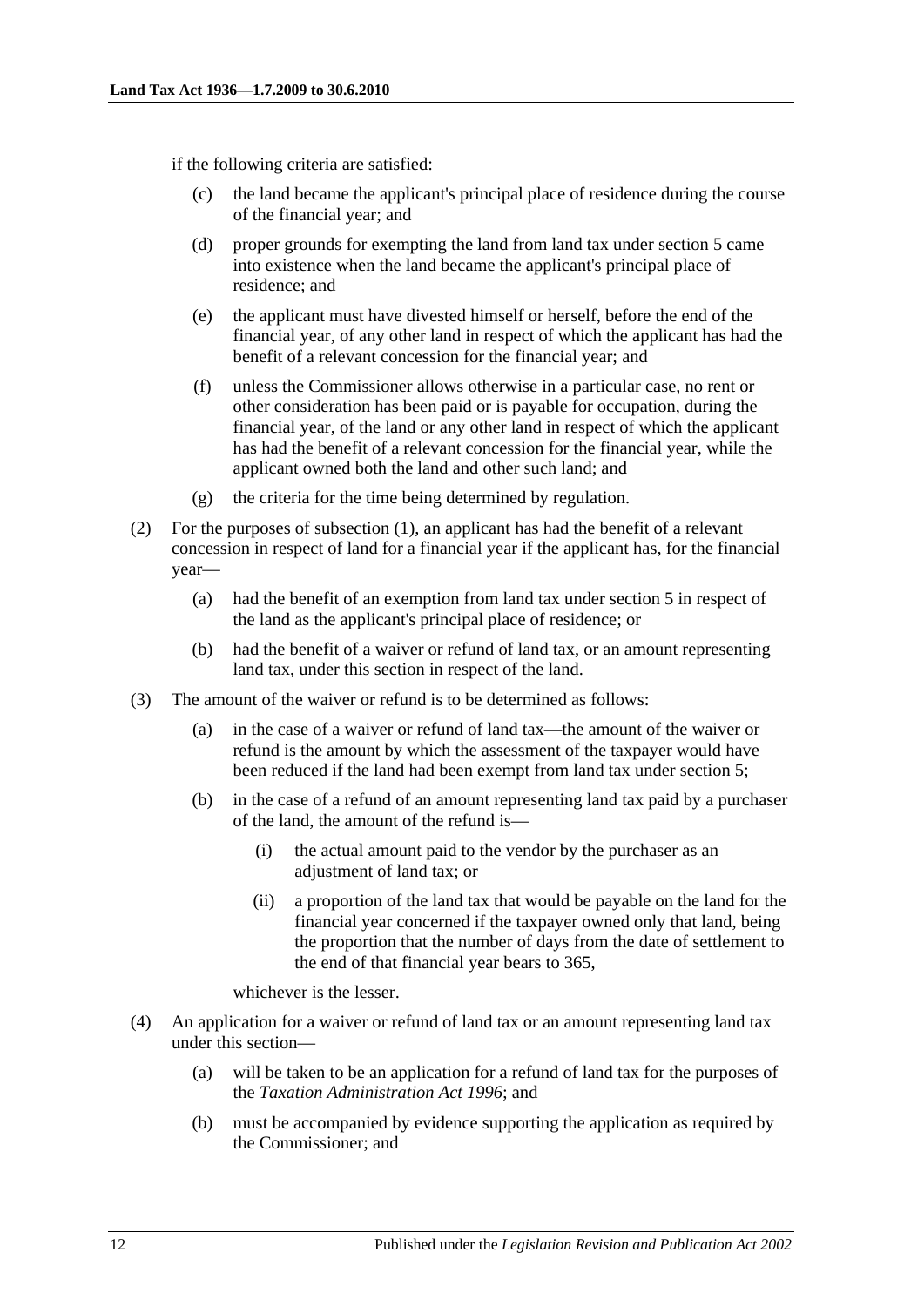if the following criteria are satisfied:

- (c) the land became the applicant's principal place of residence during the course of the financial year; and
- (d) proper grounds for exempting the land from land tax under section 5 came into existence when the land became the applicant's principal place of residence; and
- (e) the applicant must have divested himself or herself, before the end of the financial year, of any other land in respect of which the applicant has had the benefit of a relevant concession for the financial year; and
- (f) unless the Commissioner allows otherwise in a particular case, no rent or other consideration has been paid or is payable for occupation, during the financial year, of the land or any other land in respect of which the applicant has had the benefit of a relevant concession for the financial year, while the applicant owned both the land and other such land; and
- (g) the criteria for the time being determined by regulation.

(2) For the purposes of subsection (1), an applicant has had the benefit of a relevant concession in respect of land for a financial year if the applicant has, for the financial year—

- (a) had the benefit of an exemption from land tax under section 5 in respect of the land as the applicant's principal place of residence; or
- (b) had the benefit of a waiver or refund of land tax, or an amount representing land tax, under this section in respect of the land.

(3) The amount of the waiver or refund is to be determined as follows:

- (a) in the case of a waiver or refund of land tax—the amount of the waiver or refund is the amount by which the assessment of the taxpayer would have been reduced if the land had been exempt from land tax under section 5;
- (b) in the case of a refund of an amount representing land tax paid by a purchaser of the land, the amount of the refund is—
  - (i) the actual amount paid to the vendor by the purchaser as an adjustment of land tax; or
  - (ii) a proportion of the land tax that would be payable on the land for the financial year concerned if the taxpayer owned only that land, being the proportion that the number of days from the date of settlement to the end of that financial year bears to 365,

  whichever is the lesser.

(4) An application for a waiver or refund of land tax or an amount representing land tax under this section—

- (a) will be taken to be an application for a refund of land tax for the purposes of the *Taxation Administration Act 1996*; and
- (b) must be accompanied by evidence supporting the application as required by the Commissioner; and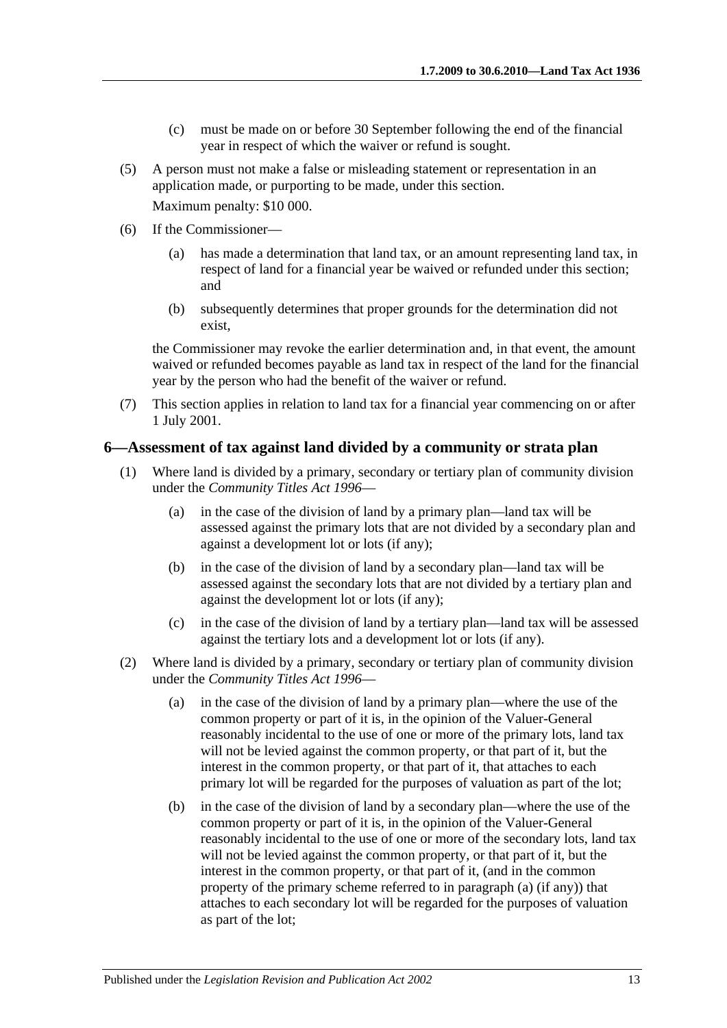(c) must be made on or before 30 September following the end of the financial year in respect of which the waiver or refund is sought.

(5) A person must not make a false or misleading statement or representation in an application made, or purporting to be made, under this section.

Maximum penalty: $10 000.

(6) If the Commissioner—

(a) has made a determination that land tax, or an amount representing land tax, in respect of land for a financial year be waived or refunded under this section; and

(b) subsequently determines that proper grounds for the determination did not exist,

the Commissioner may revoke the earlier determination and, in that event, the amount waived or refunded becomes payable as land tax in respect of the land for the financial year by the person who had the benefit of the waiver or refund.

(7) This section applies in relation to land tax for a financial year commencing on or after 1 July 2001.

## 6—Assessment of tax against land divided by a community or strata plan

(1) Where land is divided by a primary, secondary or tertiary plan of community division under the *Community Titles Act 1996*—

(a) in the case of the division of land by a primary plan—land tax will be assessed against the primary lots that are not divided by a secondary plan and against a development lot or lots (if any);

(b) in the case of the division of land by a secondary plan—land tax will be assessed against the secondary lots that are not divided by a tertiary plan and against the development lot or lots (if any);

(c) in the case of the division of land by a tertiary plan—land tax will be assessed against the tertiary lots and a development lot or lots (if any).

(2) Where land is divided by a primary, secondary or tertiary plan of community division under the *Community Titles Act 1996*—

(a) in the case of the division of land by a primary plan—where the use of the common property or part of it is, in the opinion of the Valuer-General reasonably incidental to the use of one or more of the primary lots, land tax will not be levied against the common property, or that part of it, but the interest in the common property, or that part of it, that attaches to each primary lot will be regarded for the purposes of valuation as part of the lot;

(b) in the case of the division of land by a secondary plan—where the use of the common property or part of it is, in the opinion of the Valuer-General reasonably incidental to the use of one or more of the secondary lots, land tax will not be levied against the common property, or that part of it, but the interest in the common property, or that part of it, (and in the common property of the primary scheme referred to in paragraph (a) (if any)) that attaches to each secondary lot will be regarded for the purposes of valuation as part of the lot;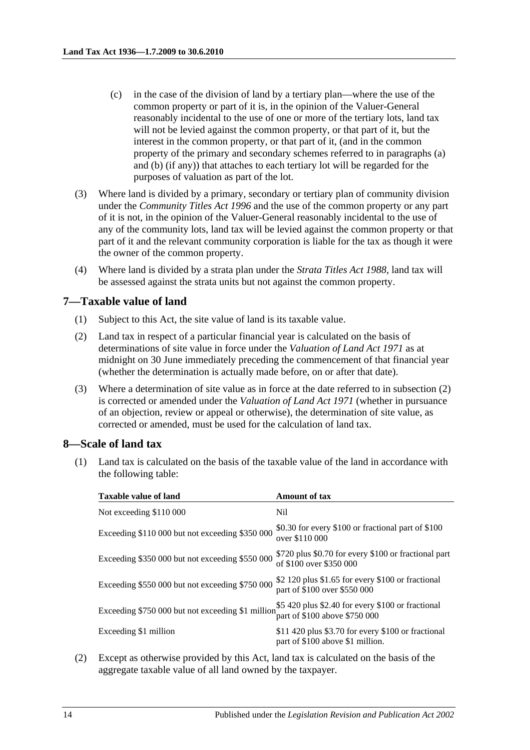(c) in the case of the division of land by a tertiary plan—where the use of the common property or part of it is, in the opinion of the Valuer-General reasonably incidental to the use of one or more of the tertiary lots, land tax will not be levied against the common property, or that part of it, but the interest in the common property, or that part of it, (and in the common property of the primary and secondary schemes referred to in paragraphs (a) and (b) (if any)) that attaches to each tertiary lot will be regarded for the purposes of valuation as part of the lot.

(3) Where land is divided by a primary, secondary or tertiary plan of community division under the *Community Titles Act 1996* and the use of the common property or any part of it is not, in the opinion of the Valuer-General reasonably incidental to the use of any of the community lots, land tax will be levied against the common property or that part of it and the relevant community corporation is liable for the tax as though it were the owner of the common property.

(4) Where land is divided by a strata plan under the *Strata Titles Act 1988*, land tax will be assessed against the strata units but not against the common property.

## 7—Taxable value of land

(1) Subject to this Act, the site value of land is its taxable value.

(2) Land tax in respect of a particular financial year is calculated on the basis of determinations of site value in force under the *Valuation of Land Act 1971* as at midnight on 30 June immediately preceding the commencement of that financial year (whether the determination is actually made before, on or after that date).

(3) Where a determination of site value as in force at the date referred to in subsection (2) is corrected or amended under the *Valuation of Land Act 1971* (whether in pursuance of an objection, review or appeal or otherwise), the determination of site value, as corrected or amended, must be used for the calculation of land tax.

## 8—Scale of land tax

(1) Land tax is calculated on the basis of the taxable value of the land in accordance with the following table:

| Taxable value of land | Amount of tax |
|---|---|
| Not exceeding $110 000 | Nil |
| Exceeding $110 000 but not exceeding $350 000 | $0.30 for every $100 or fractional part of $100 over $110 000 |
| Exceeding $350 000 but not exceeding $550 000 | $720 plus $0.70 for every $100 or fractional part of $100 over $350 000 |
| Exceeding $550 000 but not exceeding $750 000 | $2 120 plus $1.65 for every $100 or fractional part of $100 over $550 000 |
| Exceeding $750 000 but not exceeding $1 million | $5 420 plus $2.40 for every $100 or fractional part of $100 above $750 000 |
| Exceeding $1 million | $11 420 plus $3.70 for every $100 or fractional part of $100 above $1 million. |

(2) Except as otherwise provided by this Act, land tax is calculated on the basis of the aggregate taxable value of all land owned by the taxpayer.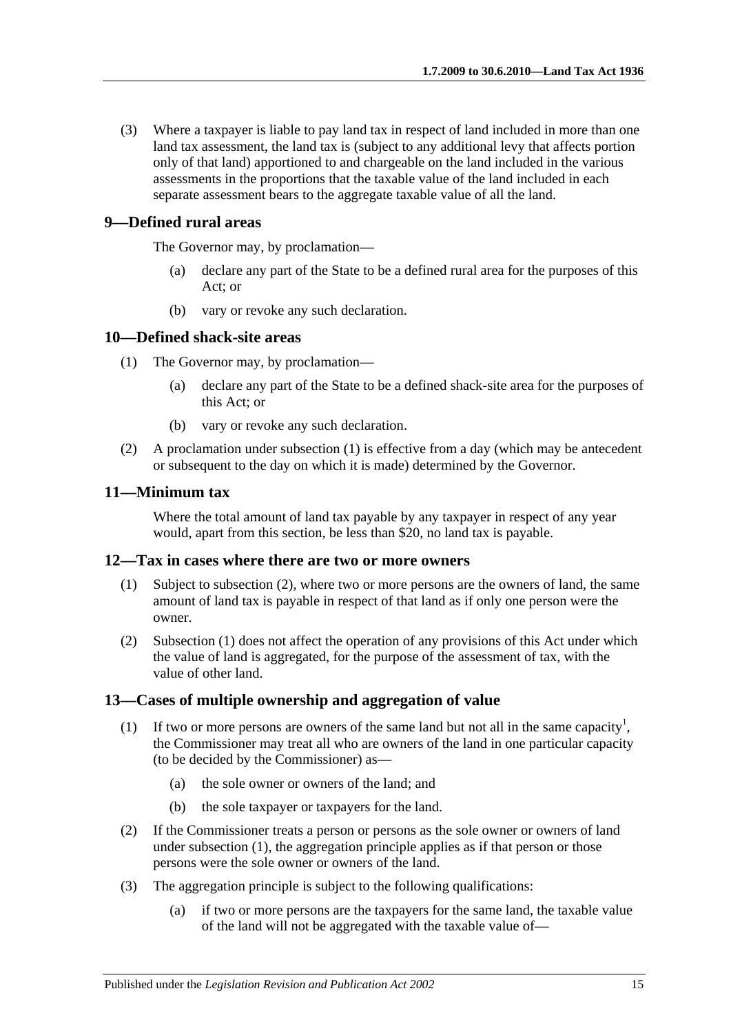(3) Where a taxpayer is liable to pay land tax in respect of land included in more than one land tax assessment, the land tax is (subject to any additional levy that affects portion only of that land) apportioned to and chargeable on the land included in the various assessments in the proportions that the taxable value of the land included in each separate assessment bears to the aggregate taxable value of all the land.

## 9—Defined rural areas

The Governor may, by proclamation—

- (a) declare any part of the State to be a defined rural area for the purposes of this Act; or
- (b) vary or revoke any such declaration.

## 10—Defined shack-site areas

(1) The Governor may, by proclamation—

- (a) declare any part of the State to be a defined shack-site area for the purposes of this Act; or
- (b) vary or revoke any such declaration.

(2) A proclamation under subsection (1) is effective from a day (which may be antecedent or subsequent to the day on which it is made) determined by the Governor.

## 11—Minimum tax

Where the total amount of land tax payable by any taxpayer in respect of any year would, apart from this section, be less than $20, no land tax is payable.

## 12—Tax in cases where there are two or more owners

(1) Subject to subsection (2), where two or more persons are the owners of land, the same amount of land tax is payable in respect of that land as if only one person were the owner.

(2) Subsection (1) does not affect the operation of any provisions of this Act under which the value of land is aggregated, for the purpose of the assessment of tax, with the value of other land.

## 13—Cases of multiple ownership and aggregation of value

(1) If two or more persons are owners of the same land but not all in the same capacity[1], the Commissioner may treat all who are owners of the land in one particular capacity (to be decided by the Commissioner) as—

- (a) the sole owner or owners of the land; and
- (b) the sole taxpayer or taxpayers for the land.

(2) If the Commissioner treats a person or persons as the sole owner or owners of land under subsection (1), the aggregation principle applies as if that person or those persons were the sole owner or owners of the land.

(3) The aggregation principle is subject to the following qualifications:

- (a) if two or more persons are the taxpayers for the same land, the taxable value of the land will not be aggregated with the taxable value of—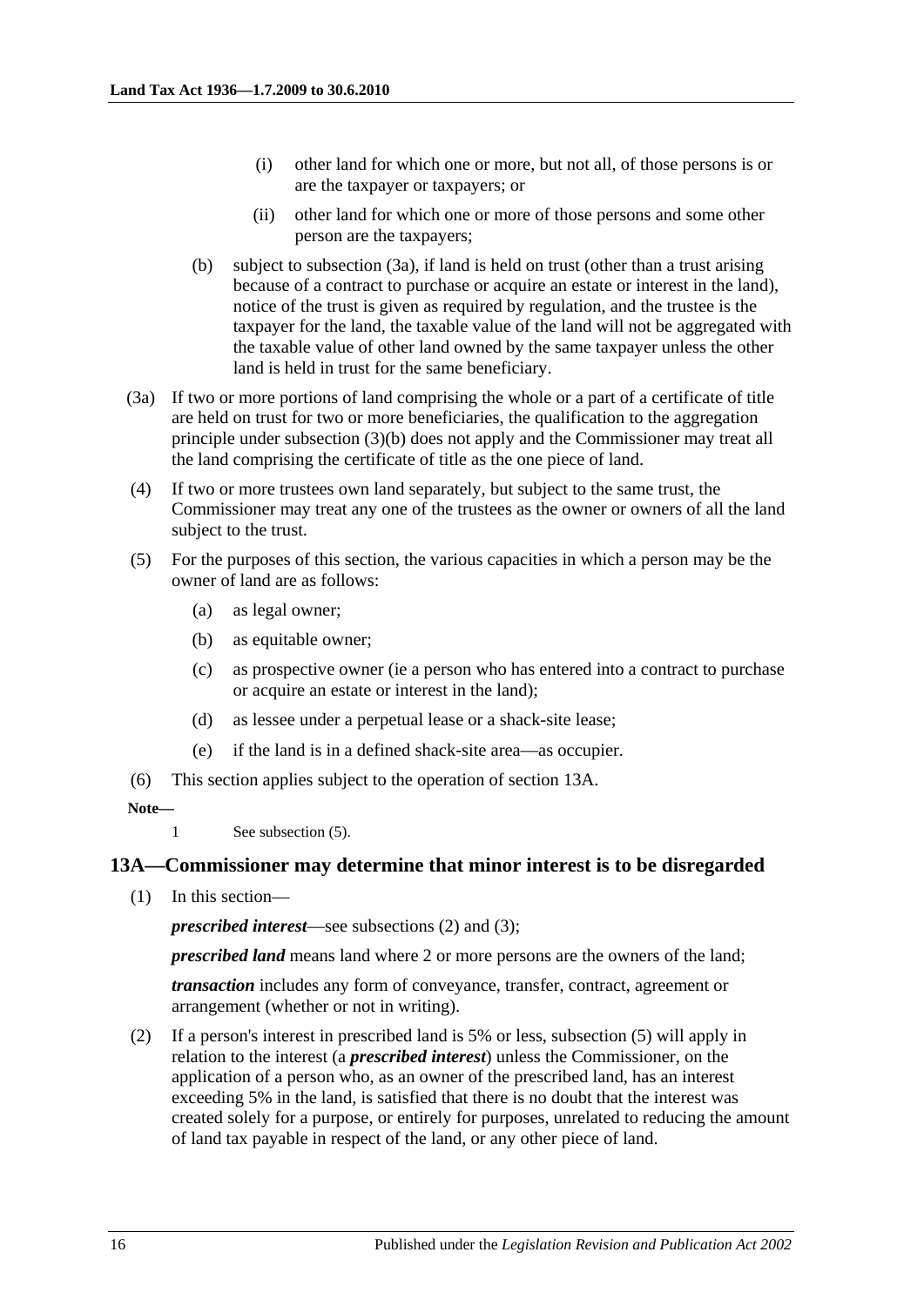(i) other land for which one or more, but not all, of those persons is or are the taxpayer or taxpayers; or

(ii) other land for which one or more of those persons and some other person are the taxpayers;

(b) subject to subsection (3a), if land is held on trust (other than a trust arising because of a contract to purchase or acquire an estate or interest in the land), notice of the trust is given as required by regulation, and the trustee is the taxpayer for the land, the taxable value of the land will not be aggregated with the taxable value of other land owned by the same taxpayer unless the other land is held in trust for the same beneficiary.

(3a) If two or more portions of land comprising the whole or a part of a certificate of title are held on trust for two or more beneficiaries, the qualification to the aggregation principle under subsection (3)(b) does not apply and the Commissioner may treat all the land comprising the certificate of title as the one piece of land.

(4) If two or more trustees own land separately, but subject to the same trust, the Commissioner may treat any one of the trustees as the owner or owners of all the land subject to the trust.

(5) For the purposes of this section, the various capacities in which a person may be the owner of land are as follows:

(a) as legal owner;

(b) as equitable owner;

(c) as prospective owner (ie a person who has entered into a contract to purchase or acquire an estate or interest in the land);

(d) as lessee under a perpetual lease or a shack-site lease;

(e) if the land is in a defined shack-site area—as occupier.

(6) This section applies subject to the operation of section 13A.

**Note—**

1 See subsection (5).

## 13A—Commissioner may determine that minor interest is to be disregarded

(1) In this section—

***prescribed interest***—see subsections (2) and (3);

***prescribed land*** means land where 2 or more persons are the owners of the land;

***transaction*** includes any form of conveyance, transfer, contract, agreement or arrangement (whether or not in writing).

(2) If a person's interest in prescribed land is 5% or less, subsection (5) will apply in relation to the interest (a ***prescribed interest***) unless the Commissioner, on the application of a person who, as an owner of the prescribed land, has an interest exceeding 5% in the land, is satisfied that there is no doubt that the interest was created solely for a purpose, or entirely for purposes, unrelated to reducing the amount of land tax payable in respect of the land, or any other piece of land.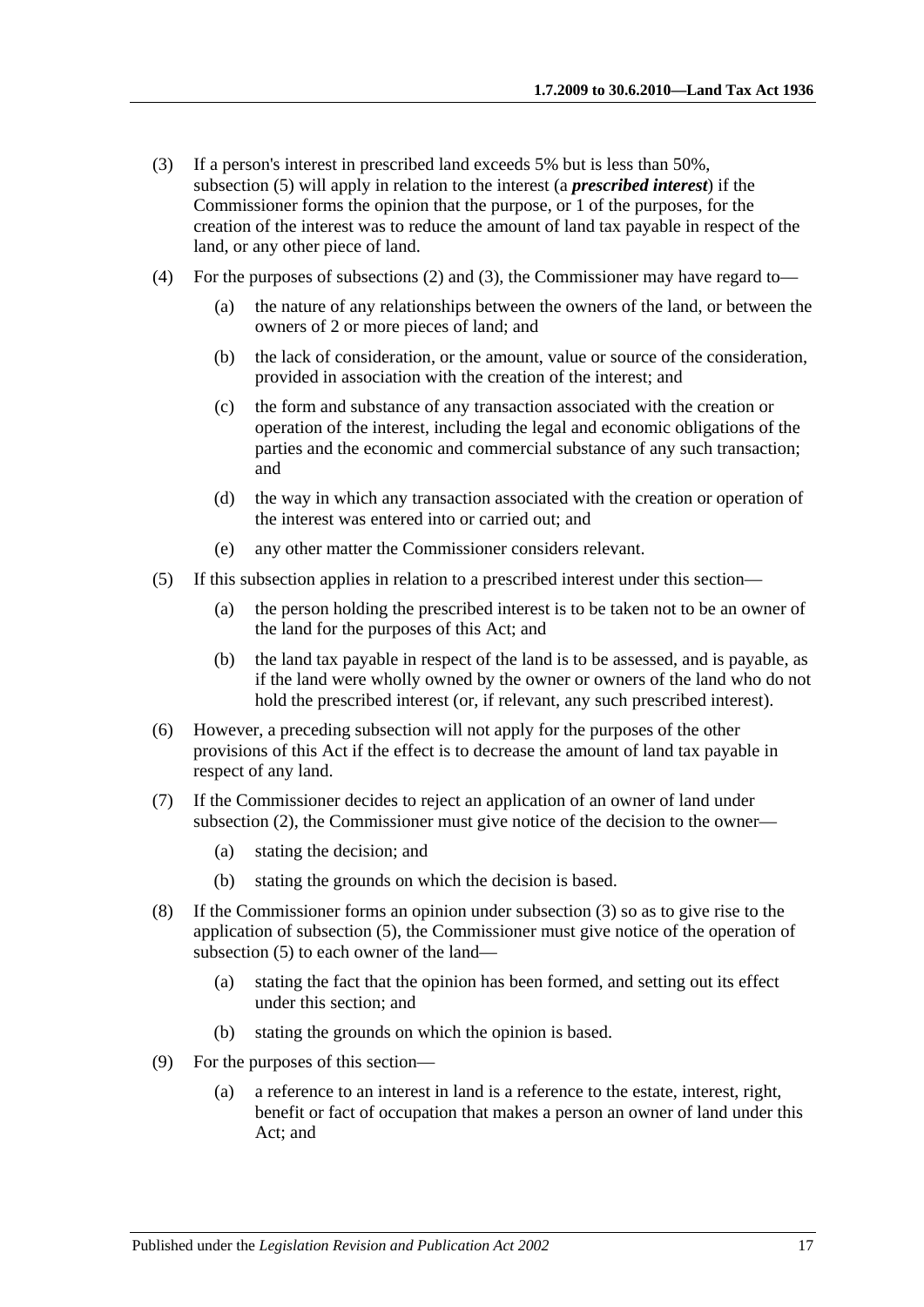(3) If a person's interest in prescribed land exceeds 5% but is less than 50%, subsection (5) will apply in relation to the interest (a ***prescribed interest***) if the Commissioner forms the opinion that the purpose, or 1 of the purposes, for the creation of the interest was to reduce the amount of land tax payable in respect of the land, or any other piece of land.

(4) For the purposes of subsections (2) and (3), the Commissioner may have regard to—

(a) the nature of any relationships between the owners of the land, or between the owners of 2 or more pieces of land; and

(b) the lack of consideration, or the amount, value or source of the consideration, provided in association with the creation of the interest; and

(c) the form and substance of any transaction associated with the creation or operation of the interest, including the legal and economic obligations of the parties and the economic and commercial substance of any such transaction; and

(d) the way in which any transaction associated with the creation or operation of the interest was entered into or carried out; and

(e) any other matter the Commissioner considers relevant.

(5) If this subsection applies in relation to a prescribed interest under this section—

(a) the person holding the prescribed interest is to be taken not to be an owner of the land for the purposes of this Act; and

(b) the land tax payable in respect of the land is to be assessed, and is payable, as if the land were wholly owned by the owner or owners of the land who do not hold the prescribed interest (or, if relevant, any such prescribed interest).

(6) However, a preceding subsection will not apply for the purposes of the other provisions of this Act if the effect is to decrease the amount of land tax payable in respect of any land.

(7) If the Commissioner decides to reject an application of an owner of land under subsection (2), the Commissioner must give notice of the decision to the owner—

(a) stating the decision; and

(b) stating the grounds on which the decision is based.

(8) If the Commissioner forms an opinion under subsection (3) so as to give rise to the application of subsection (5), the Commissioner must give notice of the operation of subsection (5) to each owner of the land—

(a) stating the fact that the opinion has been formed, and setting out its effect under this section; and

(b) stating the grounds on which the opinion is based.

(9) For the purposes of this section—

(a) a reference to an interest in land is a reference to the estate, interest, right, benefit or fact of occupation that makes a person an owner of land under this Act; and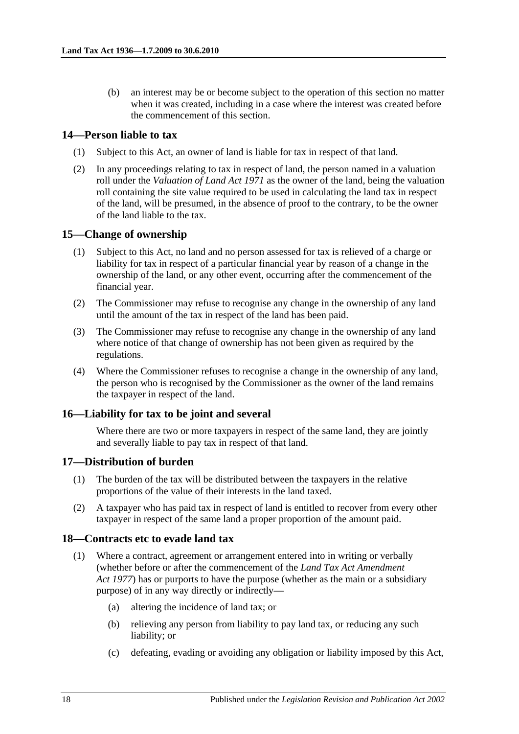(b) an interest may be or become subject to the operation of this section no matter when it was created, including in a case where the interest was created before the commencement of this section.

## 14—Person liable to tax

(1) Subject to this Act, an owner of land is liable for tax in respect of that land.

(2) In any proceedings relating to tax in respect of land, the person named in a valuation roll under the *Valuation of Land Act 1971* as the owner of the land, being the valuation roll containing the site value required to be used in calculating the land tax in respect of the land, will be presumed, in the absence of proof to the contrary, to be the owner of the land liable to the tax.

## 15—Change of ownership

(1) Subject to this Act, no land and no person assessed for tax is relieved of a charge or liability for tax in respect of a particular financial year by reason of a change in the ownership of the land, or any other event, occurring after the commencement of the financial year.

(2) The Commissioner may refuse to recognise any change in the ownership of any land until the amount of the tax in respect of the land has been paid.

(3) The Commissioner may refuse to recognise any change in the ownership of any land where notice of that change of ownership has not been given as required by the regulations.

(4) Where the Commissioner refuses to recognise a change in the ownership of any land, the person who is recognised by the Commissioner as the owner of the land remains the taxpayer in respect of the land.

## 16—Liability for tax to be joint and several

Where there are two or more taxpayers in respect of the same land, they are jointly and severally liable to pay tax in respect of that land.

## 17—Distribution of burden

(1) The burden of the tax will be distributed between the taxpayers in the relative proportions of the value of their interests in the land taxed.

(2) A taxpayer who has paid tax in respect of land is entitled to recover from every other taxpayer in respect of the same land a proper proportion of the amount paid.

## 18—Contracts etc to evade land tax

(1) Where a contract, agreement or arrangement entered into in writing or verbally (whether before or after the commencement of the *Land Tax Act Amendment Act 1977*) has or purports to have the purpose (whether as the main or a subsidiary purpose) of in any way directly or indirectly—

(a) altering the incidence of land tax; or

(b) relieving any person from liability to pay land tax, or reducing any such liability; or

(c) defeating, evading or avoiding any obligation or liability imposed by this Act,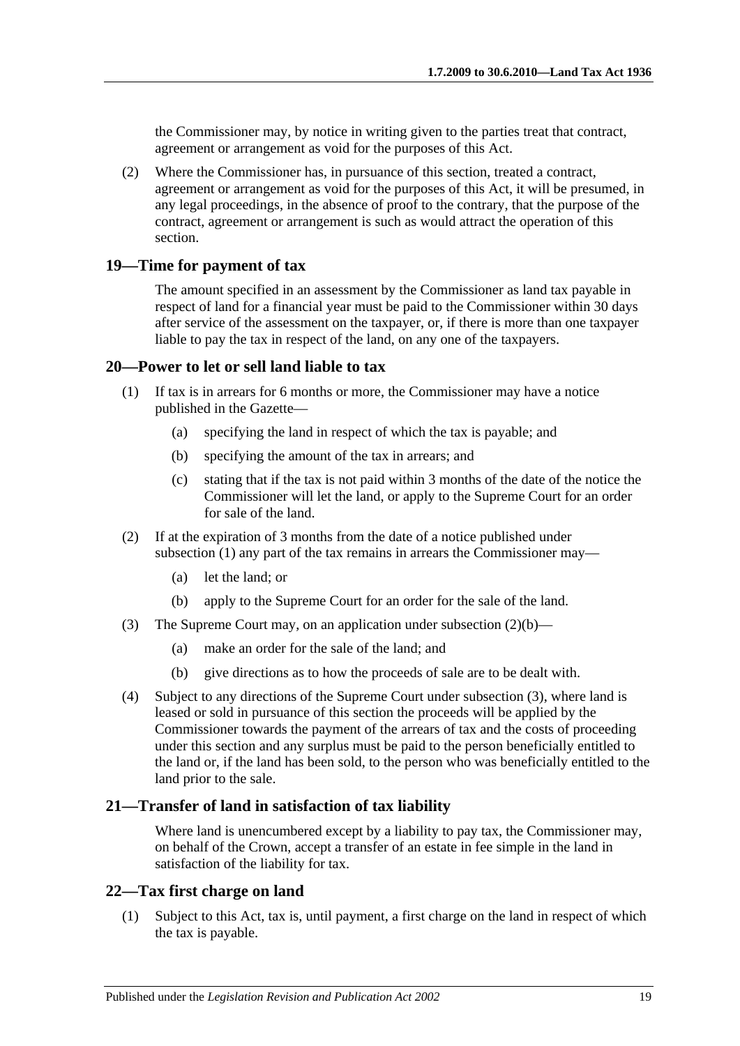the Commissioner may, by notice in writing given to the parties treat that contract, agreement or arrangement as void for the purposes of this Act.

(2) Where the Commissioner has, in pursuance of this section, treated a contract, agreement or arrangement as void for the purposes of this Act, it will be presumed, in any legal proceedings, in the absence of proof to the contrary, that the purpose of the contract, agreement or arrangement is such as would attract the operation of this section.

## 19—Time for payment of tax

The amount specified in an assessment by the Commissioner as land tax payable in respect of land for a financial year must be paid to the Commissioner within 30 days after service of the assessment on the taxpayer, or, if there is more than one taxpayer liable to pay the tax in respect of the land, on any one of the taxpayers.

## 20—Power to let or sell land liable to tax

(1) If tax is in arrears for 6 months or more, the Commissioner may have a notice published in the Gazette—

- (a) specifying the land in respect of which the tax is payable; and
- (b) specifying the amount of the tax in arrears; and
- (c) stating that if the tax is not paid within 3 months of the date of the notice the Commissioner will let the land, or apply to the Supreme Court for an order for sale of the land.

(2) If at the expiration of 3 months from the date of a notice published under subsection (1) any part of the tax remains in arrears the Commissioner may—

- (a) let the land; or
- (b) apply to the Supreme Court for an order for the sale of the land.

(3) The Supreme Court may, on an application under subsection (2)(b)—

- (a) make an order for the sale of the land; and
- (b) give directions as to how the proceeds of sale are to be dealt with.

(4) Subject to any directions of the Supreme Court under subsection (3), where land is leased or sold in pursuance of this section the proceeds will be applied by the Commissioner towards the payment of the arrears of tax and the costs of proceeding under this section and any surplus must be paid to the person beneficially entitled to the land or, if the land has been sold, to the person who was beneficially entitled to the land prior to the sale.

## 21—Transfer of land in satisfaction of tax liability

Where land is unencumbered except by a liability to pay tax, the Commissioner may, on behalf of the Crown, accept a transfer of an estate in fee simple in the land in satisfaction of the liability for tax.

## 22—Tax first charge on land

(1) Subject to this Act, tax is, until payment, a first charge on the land in respect of which the tax is payable.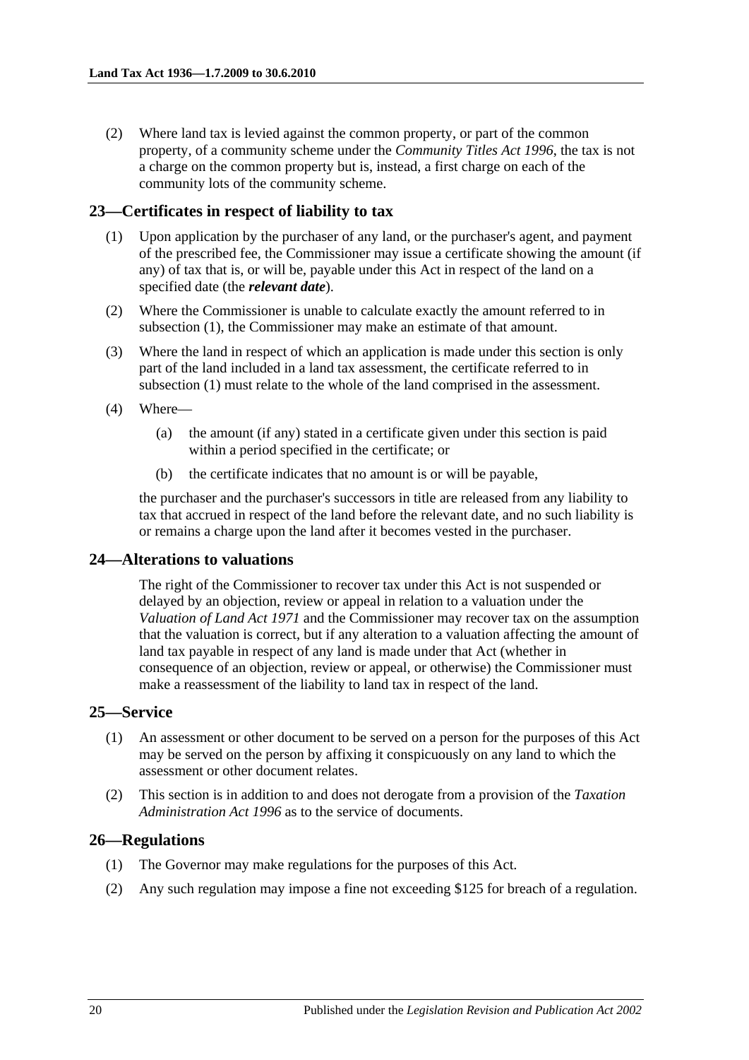(2) Where land tax is levied against the common property, or part of the common property, of a community scheme under the *Community Titles Act 1996*, the tax is not a charge on the common property but is, instead, a first charge on each of the community lots of the community scheme.

## 23—Certificates in respect of liability to tax

(1) Upon application by the purchaser of any land, or the purchaser's agent, and payment of the prescribed fee, the Commissioner may issue a certificate showing the amount (if any) of tax that is, or will be, payable under this Act in respect of the land on a specified date (the ***relevant date***).

(2) Where the Commissioner is unable to calculate exactly the amount referred to in subsection (1), the Commissioner may make an estimate of that amount.

(3) Where the land in respect of which an application is made under this section is only part of the land included in a land tax assessment, the certificate referred to in subsection (1) must relate to the whole of the land comprised in the assessment.

(4) Where—

(a) the amount (if any) stated in a certificate given under this section is paid within a period specified in the certificate; or

(b) the certificate indicates that no amount is or will be payable,

the purchaser and the purchaser's successors in title are released from any liability to tax that accrued in respect of the land before the relevant date, and no such liability is or remains a charge upon the land after it becomes vested in the purchaser.

## 24—Alterations to valuations

The right of the Commissioner to recover tax under this Act is not suspended or delayed by an objection, review or appeal in relation to a valuation under the *Valuation of Land Act 1971* and the Commissioner may recover tax on the assumption that the valuation is correct, but if any alteration to a valuation affecting the amount of land tax payable in respect of any land is made under that Act (whether in consequence of an objection, review or appeal, or otherwise) the Commissioner must make a reassessment of the liability to land tax in respect of the land.

## 25—Service

(1) An assessment or other document to be served on a person for the purposes of this Act may be served on the person by affixing it conspicuously on any land to which the assessment or other document relates.

(2) This section is in addition to and does not derogate from a provision of the *Taxation Administration Act 1996* as to the service of documents.

## 26—Regulations

(1) The Governor may make regulations for the purposes of this Act.

(2) Any such regulation may impose a fine not exceeding $125 for breach of a regulation.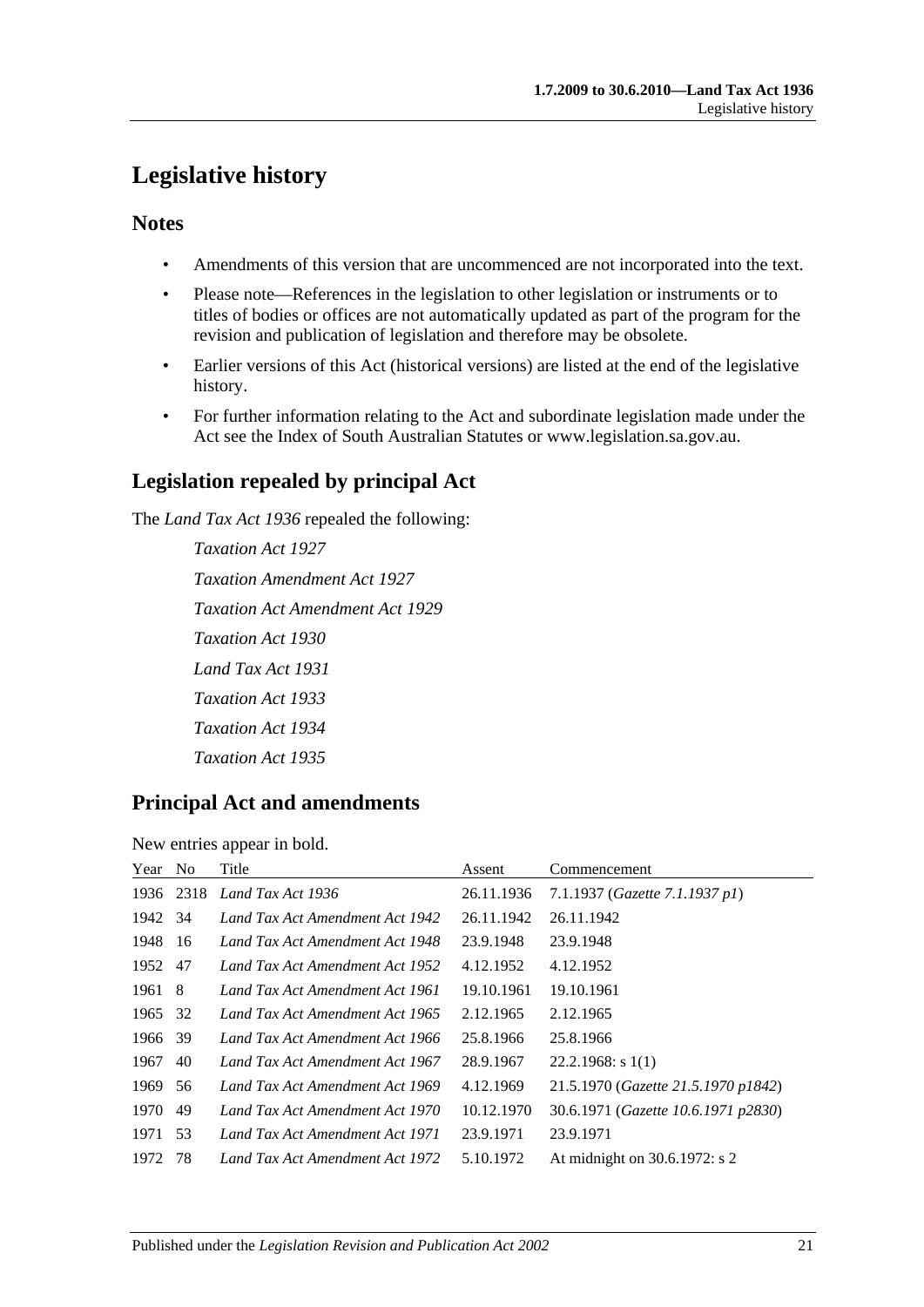# Legislative history

## Notes

- Amendments of this version that are uncommenced are not incorporated into the text.
- Please note—References in the legislation to other legislation or instruments or to titles of bodies or offices are not automatically updated as part of the program for the revision and publication of legislation and therefore may be obsolete.
- Earlier versions of this Act (historical versions) are listed at the end of the legislative history.
- For further information relating to the Act and subordinate legislation made under the Act see the Index of South Australian Statutes or www.legislation.sa.gov.au.

## Legislation repealed by principal Act

The *Land Tax Act 1936* repealed the following:

*Taxation Act 1927*

*Taxation Amendment Act 1927*

*Taxation Act Amendment Act 1929*

*Taxation Act 1930*

*Land Tax Act 1931*

*Taxation Act 1933*

*Taxation Act 1934*

*Taxation Act 1935*

## Principal Act and amendments

New entries appear in bold.

| Year | No | Title | Assent | Commencement |
|---|---|---|---|---|
| 1936 | 2318 | *Land Tax Act 1936* | 26.11.1936 | 7.1.1937 (*Gazette 7.1.1937 p1*) |
| 1942 | 34 | *Land Tax Act Amendment Act 1942* | 26.11.1942 | 26.11.1942 |
| 1948 | 16 | *Land Tax Act Amendment Act 1948* | 23.9.1948 | 23.9.1948 |
| 1952 | 47 | *Land Tax Act Amendment Act 1952* | 4.12.1952 | 4.12.1952 |
| 1961 | 8 | *Land Tax Act Amendment Act 1961* | 19.10.1961 | 19.10.1961 |
| 1965 | 32 | *Land Tax Act Amendment Act 1965* | 2.12.1965 | 2.12.1965 |
| 1966 | 39 | *Land Tax Act Amendment Act 1966* | 25.8.1966 | 25.8.1966 |
| 1967 | 40 | *Land Tax Act Amendment Act 1967* | 28.9.1967 | 22.2.1968: s 1(1) |
| 1969 | 56 | *Land Tax Act Amendment Act 1969* | 4.12.1969 | 21.5.1970 (*Gazette 21.5.1970 p1842*) |
| 1970 | 49 | *Land Tax Act Amendment Act 1970* | 10.12.1970 | 30.6.1971 (*Gazette 10.6.1971 p2830*) |
| 1971 | 53 | *Land Tax Act Amendment Act 1971* | 23.9.1971 | 23.9.1971 |
| 1972 | 78 | *Land Tax Act Amendment Act 1972* | 5.10.1972 | At midnight on 30.6.1972: s 2 |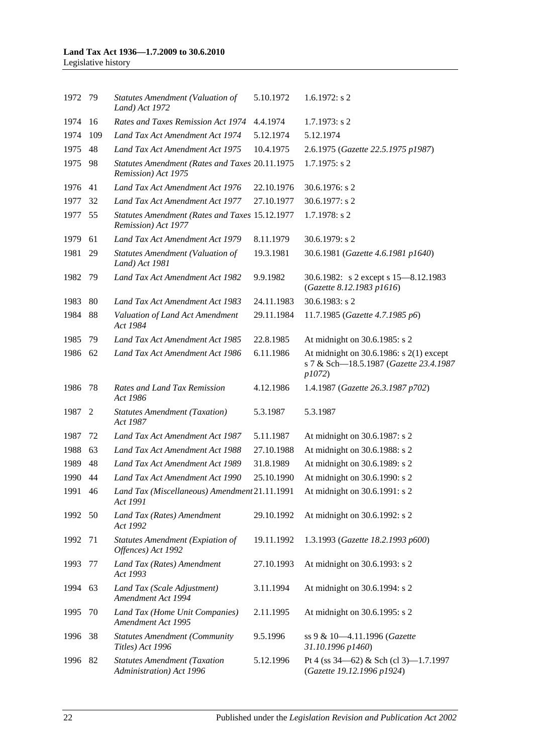| | | | | |
|---|---|---|---|---|
| 1972 | 79 | *Statutes Amendment (Valuation of Land) Act 1972* | 5.10.1972 | 1.6.1972: s 2 |
| 1974 | 16 | *Rates and Taxes Remission Act 1974* | 4.4.1974 | 1.7.1973: s 2 |
| 1974 | 109 | *Land Tax Act Amendment Act 1974* | 5.12.1974 | 5.12.1974 |
| 1975 | 48 | *Land Tax Act Amendment Act 1975* | 10.4.1975 | 2.6.1975 (*Gazette 22.5.1975 p1987*) |
| 1975 | 98 | *Statutes Amendment (Rates and Taxes Remission) Act 1975* | 20.11.1975 | 1.7.1975: s 2 |
| 1976 | 41 | *Land Tax Act Amendment Act 1976* | 22.10.1976 | 30.6.1976: s 2 |
| 1977 | 32 | *Land Tax Act Amendment Act 1977* | 27.10.1977 | 30.6.1977: s 2 |
| 1977 | 55 | *Statutes Amendment (Rates and Taxes Remission) Act 1977* | 15.12.1977 | 1.7.1978: s 2 |
| 1979 | 61 | *Land Tax Act Amendment Act 1979* | 8.11.1979 | 30.6.1979: s 2 |
| 1981 | 29 | *Statutes Amendment (Valuation of Land) Act 1981* | 19.3.1981 | 30.6.1981 (*Gazette 4.6.1981 p1640*) |
| 1982 | 79 | *Land Tax Act Amendment Act 1982* | 9.9.1982 | 30.6.1982: s 2 except s 15—8.12.1983 (*Gazette 8.12.1983 p1616*) |
| 1983 | 80 | *Land Tax Act Amendment Act 1983* | 24.11.1983 | 30.6.1983: s 2 |
| 1984 | 88 | *Valuation of Land Act Amendment Act 1984* | 29.11.1984 | 11.7.1985 (*Gazette 4.7.1985 p6*) |
| 1985 | 79 | *Land Tax Act Amendment Act 1985* | 22.8.1985 | At midnight on 30.6.1985: s 2 |
| 1986 | 62 | *Land Tax Act Amendment Act 1986* | 6.11.1986 | At midnight on 30.6.1986: s 2(1) except s 7 & Sch—18.5.1987 (*Gazette 23.4.1987 p1072*) |
| 1986 | 78 | *Rates and Land Tax Remission Act 1986* | 4.12.1986 | 1.4.1987 (*Gazette 26.3.1987 p702*) |
| 1987 | 2 | *Statutes Amendment (Taxation) Act 1987* | 5.3.1987 | 5.3.1987 |
| 1987 | 72 | *Land Tax Act Amendment Act 1987* | 5.11.1987 | At midnight on 30.6.1987: s 2 |
| 1988 | 63 | *Land Tax Act Amendment Act 1988* | 27.10.1988 | At midnight on 30.6.1988: s 2 |
| 1989 | 48 | *Land Tax Act Amendment Act 1989* | 31.8.1989 | At midnight on 30.6.1989: s 2 |
| 1990 | 44 | *Land Tax Act Amendment Act 1990* | 25.10.1990 | At midnight on 30.6.1990: s 2 |
| 1991 | 46 | *Land Tax (Miscellaneous) Amendment Act 1991* | 21.11.1991 | At midnight on 30.6.1991: s 2 |
| 1992 | 50 | *Land Tax (Rates) Amendment Act 1992* | 29.10.1992 | At midnight on 30.6.1992: s 2 |
| 1992 | 71 | *Statutes Amendment (Expiation of Offences) Act 1992* | 19.11.1992 | 1.3.1993 (*Gazette 18.2.1993 p600*) |
| 1993 | 77 | *Land Tax (Rates) Amendment Act 1993* | 27.10.1993 | At midnight on 30.6.1993: s 2 |
| 1994 | 63 | *Land Tax (Scale Adjustment) Amendment Act 1994* | 3.11.1994 | At midnight on 30.6.1994: s 2 |
| 1995 | 70 | *Land Tax (Home Unit Companies) Amendment Act 1995* | 2.11.1995 | At midnight on 30.6.1995: s 2 |
| 1996 | 38 | *Statutes Amendment (Community Titles) Act 1996* | 9.5.1996 | ss 9 & 10—4.11.1996 (*Gazette 31.10.1996 p1460*) |
| 1996 | 82 | *Statutes Amendment (Taxation Administration) Act 1996* | 5.12.1996 | Pt 4 (ss 34—62) & Sch (cl 3)—1.7.1997 (*Gazette 19.12.1996 p1924*) |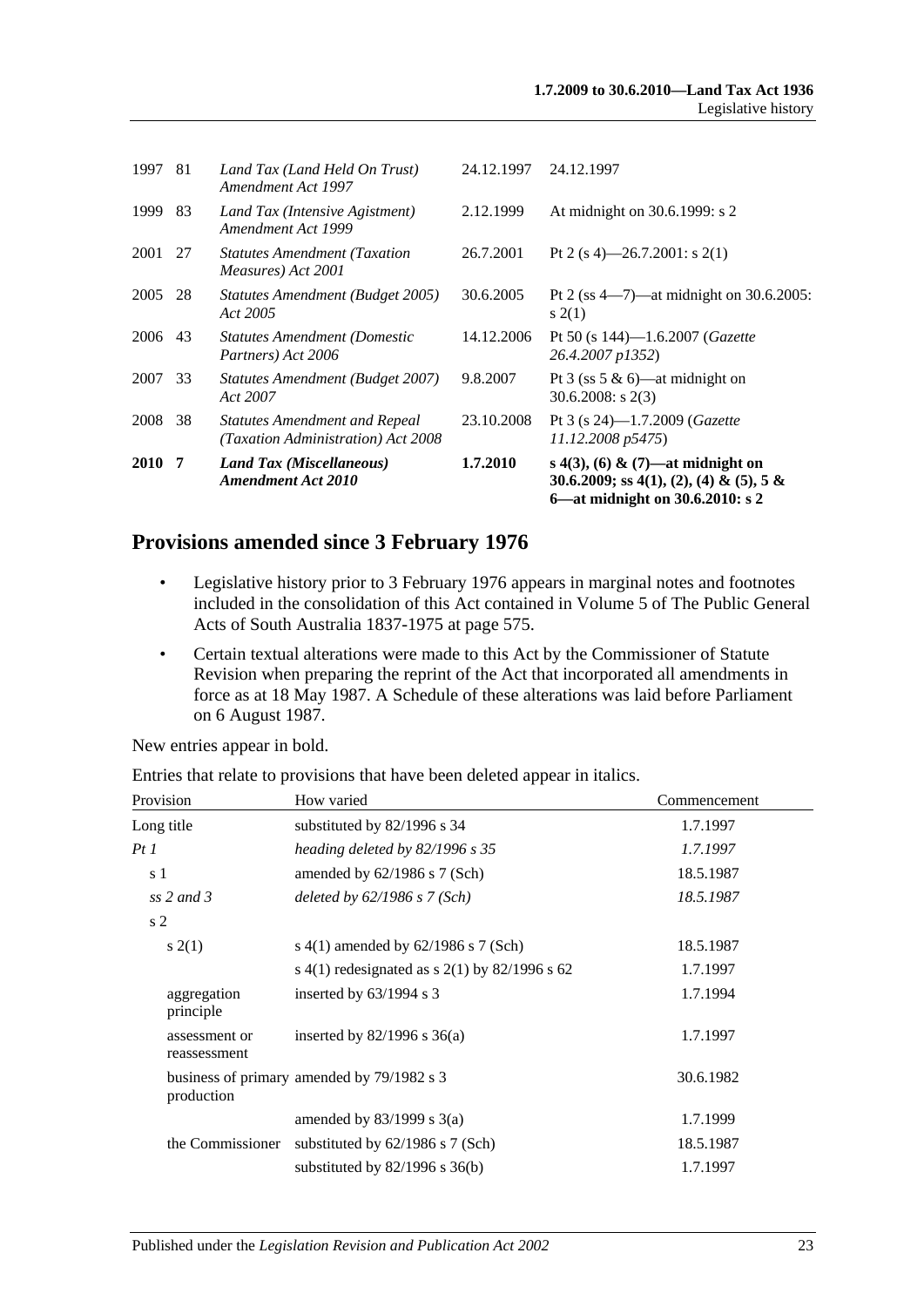| | | | | |
|---|---|---|---|---|
| 1997 | 81 | *Land Tax (Land Held On Trust) Amendment Act 1997* | 24.12.1997 | 24.12.1997 |
| 1999 | 83 | *Land Tax (Intensive Agistment) Amendment Act 1999* | 2.12.1999 | At midnight on 30.6.1999: s 2 |
| 2001 | 27 | *Statutes Amendment (Taxation Measures) Act 2001* | 26.7.2001 | Pt 2 (s 4)—26.7.2001: s 2(1) |
| 2005 | 28 | *Statutes Amendment (Budget 2005) Act 2005* | 30.6.2005 | Pt 2 (ss 4—7)—at midnight on 30.6.2005: s 2(1) |
| 2006 | 43 | *Statutes Amendment (Domestic Partners) Act 2006* | 14.12.2006 | Pt 50 (s 144)—1.6.2007 (*Gazette 26.4.2007 p1352*) |
| 2007 | 33 | *Statutes Amendment (Budget 2007) Act 2007* | 9.8.2007 | Pt 3 (ss 5 & 6)—at midnight on 30.6.2008: s 2(3) |
| 2008 | 38 | *Statutes Amendment and Repeal (Taxation Administration) Act 2008* | 23.10.2008 | Pt 3 (s 24)—1.7.2009 (*Gazette 11.12.2008 p5475*) |
| **2010** | **7** | ***Land Tax (Miscellaneous) Amendment Act 2010*** | **1.7.2010** | **s 4(3), (6) & (7)—at midnight on 30.6.2009; ss 4(1), (2), (4) & (5), 5 & 6—at midnight on 30.6.2010: s 2** |

## Provisions amended since 3 February 1976

- Legislative history prior to 3 February 1976 appears in marginal notes and footnotes included in the consolidation of this Act contained in Volume 5 of The Public General Acts of South Australia 1837-1975 at page 575.
- Certain textual alterations were made to this Act by the Commissioner of Statute Revision when preparing the reprint of the Act that incorporated all amendments in force as at 18 May 1987. A Schedule of these alterations was laid before Parliament on 6 August 1987.

New entries appear in bold.

Entries that relate to provisions that have been deleted appear in italics.

| Provision | How varied | Commencement |
|---|---|---|
| Long title | substituted by 82/1996 s 34 | 1.7.1997 |
| *Pt 1* | *heading deleted by 82/1996 s 35* | *1.7.1997* |
| s 1 | amended by 62/1986 s 7 (Sch) | 18.5.1987 |
| *ss 2 and 3* | *deleted by 62/1986 s 7 (Sch)* | *18.5.1987* |
| s 2 | | |
| s 2(1) | s 4(1) amended by 62/1986 s 7 (Sch) | 18.5.1987 |
| | s 4(1) redesignated as s 2(1) by 82/1996 s 62 | 1.7.1997 |
| aggregation principle | inserted by 63/1994 s 3 | 1.7.1994 |
| assessment or reassessment | inserted by 82/1996 s 36(a) | 1.7.1997 |
| business of primary production | amended by 79/1982 s 3 | 30.6.1982 |
| | amended by 83/1999 s 3(a) | 1.7.1999 |
| the Commissioner | substituted by 62/1986 s 7 (Sch) | 18.5.1987 |
| | substituted by 82/1996 s 36(b) | 1.7.1997 |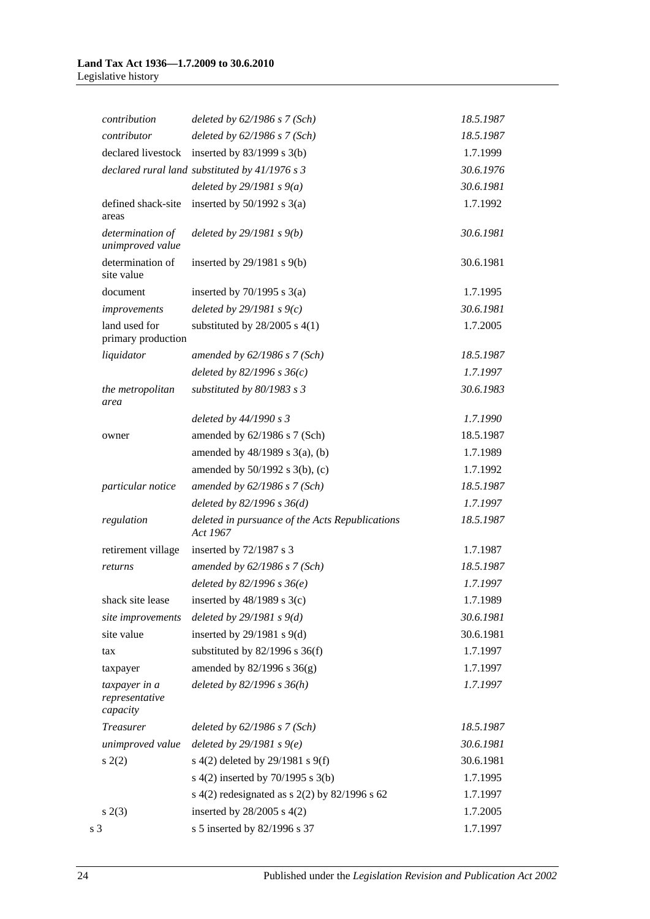| | | |
|---|---|---|
| *contribution* | *deleted by 62/1986 s 7 (Sch)* | *18.5.1987* |
| *contributor* | *deleted by 62/1986 s 7 (Sch)* | *18.5.1987* |
| declared livestock | inserted by 83/1999 s 3(b) | 1.7.1999 |
| *declared rural land* | *substituted by 41/1976 s 3* | *30.6.1976* |
| | *deleted by 29/1981 s 9(a)* | *30.6.1981* |
| defined shack-site areas | inserted by 50/1992 s 3(a) | 1.7.1992 |
| *determination of unimproved value* | *deleted by 29/1981 s 9(b)* | *30.6.1981* |
| determination of site value | inserted by 29/1981 s 9(b) | 30.6.1981 |
| document | inserted by 70/1995 s 3(a) | 1.7.1995 |
| *improvements* | *deleted by 29/1981 s 9(c)* | *30.6.1981* |
| land used for primary production | substituted by 28/2005 s 4(1) | 1.7.2005 |
| *liquidator* | *amended by 62/1986 s 7 (Sch)* | *18.5.1987* |
| | *deleted by 82/1996 s 36(c)* | *1.7.1997* |
| *the metropolitan area* | *substituted by 80/1983 s 3* | *30.6.1983* |
| | *deleted by 44/1990 s 3* | *1.7.1990* |
| owner | amended by 62/1986 s 7 (Sch) | 18.5.1987 |
| | amended by 48/1989 s 3(a), (b) | 1.7.1989 |
| | amended by 50/1992 s 3(b), (c) | 1.7.1992 |
| *particular notice* | *amended by 62/1986 s 7 (Sch)* | *18.5.1987* |
| | *deleted by 82/1996 s 36(d)* | *1.7.1997* |
| *regulation* | *deleted in pursuance of the Acts Republications Act 1967* | *18.5.1987* |
| retirement village | inserted by 72/1987 s 3 | 1.7.1987 |
| *returns* | *amended by 62/1986 s 7 (Sch)* | *18.5.1987* |
| | *deleted by 82/1996 s 36(e)* | *1.7.1997* |
| shack site lease | inserted by 48/1989 s 3(c) | 1.7.1989 |
| *site improvements* | *deleted by 29/1981 s 9(d)* | *30.6.1981* |
| site value | inserted by 29/1981 s 9(d) | 30.6.1981 |
| tax | substituted by 82/1996 s 36(f) | 1.7.1997 |
| taxpayer | amended by 82/1996 s 36(g) | 1.7.1997 |
| *taxpayer in a representative capacity* | *deleted by 82/1996 s 36(h)* | *1.7.1997* |
| *Treasurer* | *deleted by 62/1986 s 7 (Sch)* | *18.5.1987* |
| *unimproved value* | *deleted by 29/1981 s 9(e)* | *30.6.1981* |
| s 2(2) | s 4(2) deleted by 29/1981 s 9(f) | 30.6.1981 |
| | s 4(2) inserted by 70/1995 s 3(b) | 1.7.1995 |
| | s 4(2) redesignated as s 2(2) by 82/1996 s 62 | 1.7.1997 |
| s 2(3) | inserted by 28/2005 s 4(2) | 1.7.2005 |
| s 3 | s 5 inserted by 82/1996 s 37 | 1.7.1997 |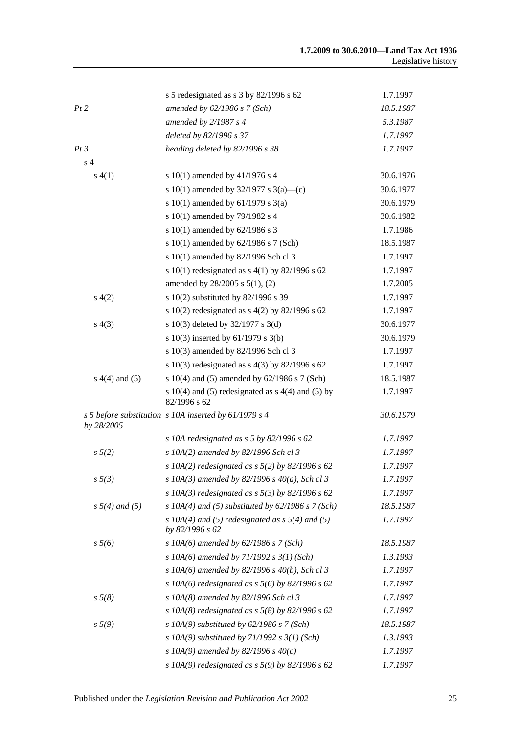| | | |
|---|---|---|
| | s 5 redesignated as s 3 by 82/1996 s 62 | 1.7.1997 |
| *Pt 2* | *amended by 62/1986 s 7 (Sch)* | *18.5.1987* |
| | *amended by 2/1987 s 4* | *5.3.1987* |
| | *deleted by 82/1996 s 37* | *1.7.1997* |
| *Pt 3* | *heading deleted by 82/1996 s 38* | *1.7.1997* |
| s 4 | | |
| s 4(1) | s 10(1) amended by 41/1976 s 4 | 30.6.1976 |
| | s 10(1) amended by 32/1977 s 3(a)—(c) | 30.6.1977 |
| | s 10(1) amended by 61/1979 s 3(a) | 30.6.1979 |
| | s 10(1) amended by 79/1982 s 4 | 30.6.1982 |
| | s 10(1) amended by 62/1986 s 3 | 1.7.1986 |
| | s 10(1) amended by 62/1986 s 7 (Sch) | 18.5.1987 |
| | s 10(1) amended by 82/1996 Sch cl 3 | 1.7.1997 |
| | s 10(1) redesignated as s 4(1) by 82/1996 s 62 | 1.7.1997 |
| | amended by 28/2005 s 5(1), (2) | 1.7.2005 |
| s 4(2) | s 10(2) substituted by 82/1996 s 39 | 1.7.1997 |
| | s 10(2) redesignated as s 4(2) by 82/1996 s 62 | 1.7.1997 |
| s 4(3) | s 10(3) deleted by 32/1977 s 3(d) | 30.6.1977 |
| | s 10(3) inserted by 61/1979 s 3(b) | 30.6.1979 |
| | s 10(3) amended by 82/1996 Sch cl 3 | 1.7.1997 |
| | s 10(3) redesignated as s 4(3) by 82/1996 s 62 | 1.7.1997 |
| s 4(4) and (5) | s 10(4) and (5) amended by 62/1986 s 7 (Sch) | 18.5.1987 |
| | s 10(4) and (5) redesignated as s 4(4) and (5) by 82/1996 s 62 | 1.7.1997 |
| *s 5 before substitution by 28/2005* | *s 10A inserted by 61/1979 s 4* | *30.6.1979* |
| | *s 10A redesignated as s 5 by 82/1996 s 62* | *1.7.1997* |
| *s 5(2)* | *s 10A(2) amended by 82/1996 Sch cl 3* | *1.7.1997* |
| | *s 10A(2) redesignated as s 5(2) by 82/1996 s 62* | *1.7.1997* |
| *s 5(3)* | *s 10A(3) amended by 82/1996 s 40(a), Sch cl 3* | *1.7.1997* |
| | *s 10A(3) redesignated as s 5(3) by 82/1996 s 62* | *1.7.1997* |
| *s 5(4) and (5)* | *s 10A(4) and (5) substituted by 62/1986 s 7 (Sch)* | *18.5.1987* |
| | *s 10A(4) and (5) redesignated as s 5(4) and (5) by 82/1996 s 62* | *1.7.1997* |
| *s 5(6)* | *s 10A(6) amended by 62/1986 s 7 (Sch)* | *18.5.1987* |
| | *s 10A(6) amended by 71/1992 s 3(1) (Sch)* | *1.3.1993* |
| | *s 10A(6) amended by 82/1996 s 40(b), Sch cl 3* | *1.7.1997* |
| | *s 10A(6) redesignated as s 5(6) by 82/1996 s 62* | *1.7.1997* |
| *s 5(8)* | *s 10A(8) amended by 82/1996 Sch cl 3* | *1.7.1997* |
| | *s 10A(8) redesignated as s 5(8) by 82/1996 s 62* | *1.7.1997* |
| *s 5(9)* | *s 10A(9) substituted by 62/1986 s 7 (Sch)* | *18.5.1987* |
| | *s 10A(9) substituted by 71/1992 s 3(1) (Sch)* | *1.3.1993* |
| | *s 10A(9) amended by 82/1996 s 40(c)* | *1.7.1997* |
| | *s 10A(9) redesignated as s 5(9) by 82/1996 s 62* | *1.7.1997* |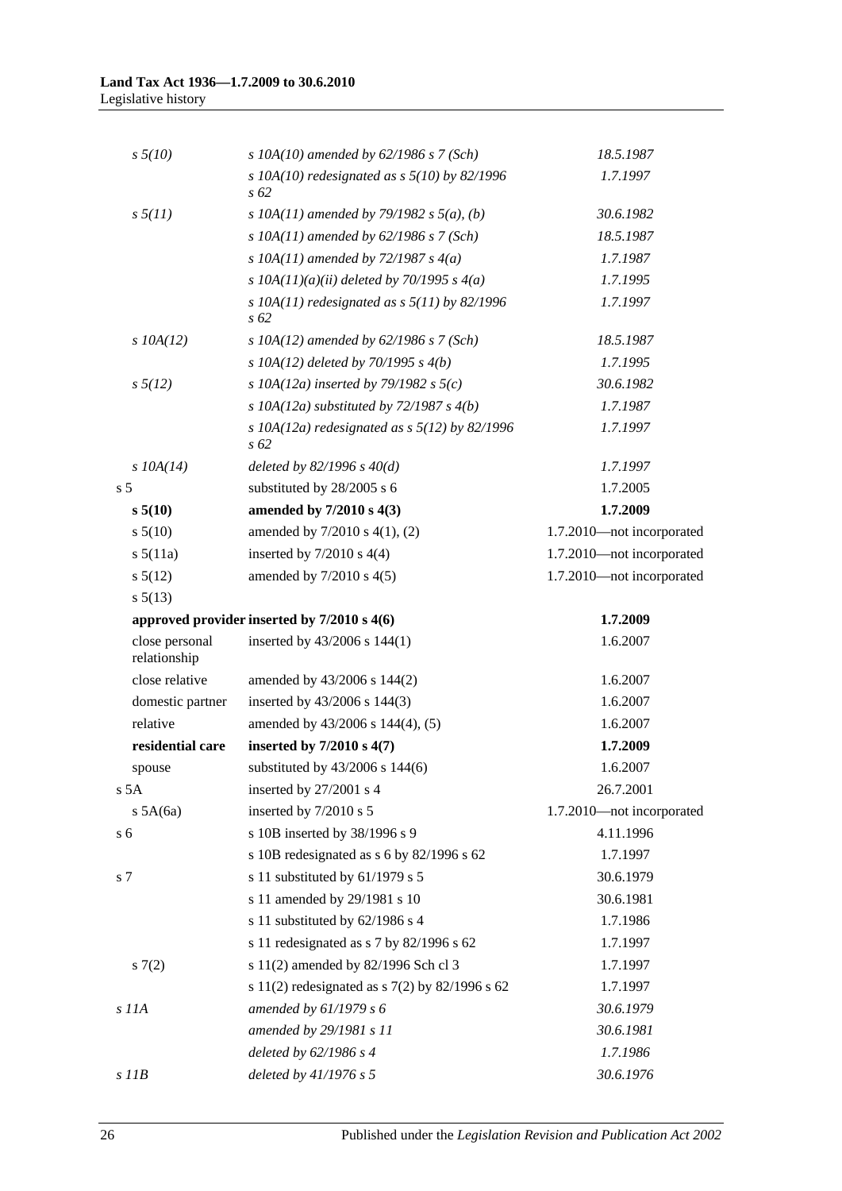| | | |
|---|---|---|
| *s 5(10)* | *s 10A(10) amended by 62/1986 s 7 (Sch)* | *18.5.1987* |
| | *s 10A(10) redesignated as s 5(10) by 82/1996 s 62* | *1.7.1997* |
| *s 5(11)* | *s 10A(11) amended by 79/1982 s 5(a), (b)* | *30.6.1982* |
| | *s 10A(11) amended by 62/1986 s 7 (Sch)* | *18.5.1987* |
| | *s 10A(11) amended by 72/1987 s 4(a)* | *1.7.1987* |
| | *s 10A(11)(a)(ii) deleted by 70/1995 s 4(a)* | *1.7.1995* |
| | *s 10A(11) redesignated as s 5(11) by 82/1996 s 62* | *1.7.1997* |
| *s 10A(12)* | *s 10A(12) amended by 62/1986 s 7 (Sch)* | *18.5.1987* |
| | *s 10A(12) deleted by 70/1995 s 4(b)* | *1.7.1995* |
| *s 5(12)* | *s 10A(12a) inserted by 79/1982 s 5(c)* | *30.6.1982* |
| | *s 10A(12a) substituted by 72/1987 s 4(b)* | *1.7.1987* |
| | *s 10A(12a) redesignated as s 5(12) by 82/1996 s 62* | *1.7.1997* |
| *s 10A(14)* | *deleted by 82/1996 s 40(d)* | *1.7.1997* |
| s 5 | substituted by 28/2005 s 6 | 1.7.2005 |
| **s 5(10)** | **amended by 7/2010 s 4(3)** | **1.7.2009** |
| s 5(10) | amended by 7/2010 s 4(1), (2) | 1.7.2010—not incorporated |
| s 5(11a) | inserted by 7/2010 s 4(4) | 1.7.2010—not incorporated |
| s 5(12) | amended by 7/2010 s 4(5) | 1.7.2010—not incorporated |
| s 5(13) | | |
| **approved provider** | **inserted by 7/2010 s 4(6)** | **1.7.2009** |
| close personal relationship | inserted by 43/2006 s 144(1) | 1.6.2007 |
| close relative | amended by 43/2006 s 144(2) | 1.6.2007 |
| domestic partner | inserted by 43/2006 s 144(3) | 1.6.2007 |
| relative | amended by 43/2006 s 144(4), (5) | 1.6.2007 |
| **residential care** | **inserted by 7/2010 s 4(7)** | **1.7.2009** |
| spouse | substituted by 43/2006 s 144(6) | 1.6.2007 |
| s 5A | inserted by 27/2001 s 4 | 26.7.2001 |
| s 5A(6a) | inserted by 7/2010 s 5 | 1.7.2010—not incorporated |
| s 6 | s 10B inserted by 38/1996 s 9 | 4.11.1996 |
| | s 10B redesignated as s 6 by 82/1996 s 62 | 1.7.1997 |
| s 7 | s 11 substituted by 61/1979 s 5 | 30.6.1979 |
| | s 11 amended by 29/1981 s 10 | 30.6.1981 |
| | s 11 substituted by 62/1986 s 4 | 1.7.1986 |
| | s 11 redesignated as s 7 by 82/1996 s 62 | 1.7.1997 |
| s 7(2) | s 11(2) amended by 82/1996 Sch cl 3 | 1.7.1997 |
| | s 11(2) redesignated as s 7(2) by 82/1996 s 62 | 1.7.1997 |
| *s 11A* | *amended by 61/1979 s 6* | *30.6.1979* |
| | *amended by 29/1981 s 11* | *30.6.1981* |
| | *deleted by 62/1986 s 4* | *1.7.1986* |
| *s 11B* | *deleted by 41/1976 s 5* | *30.6.1976* |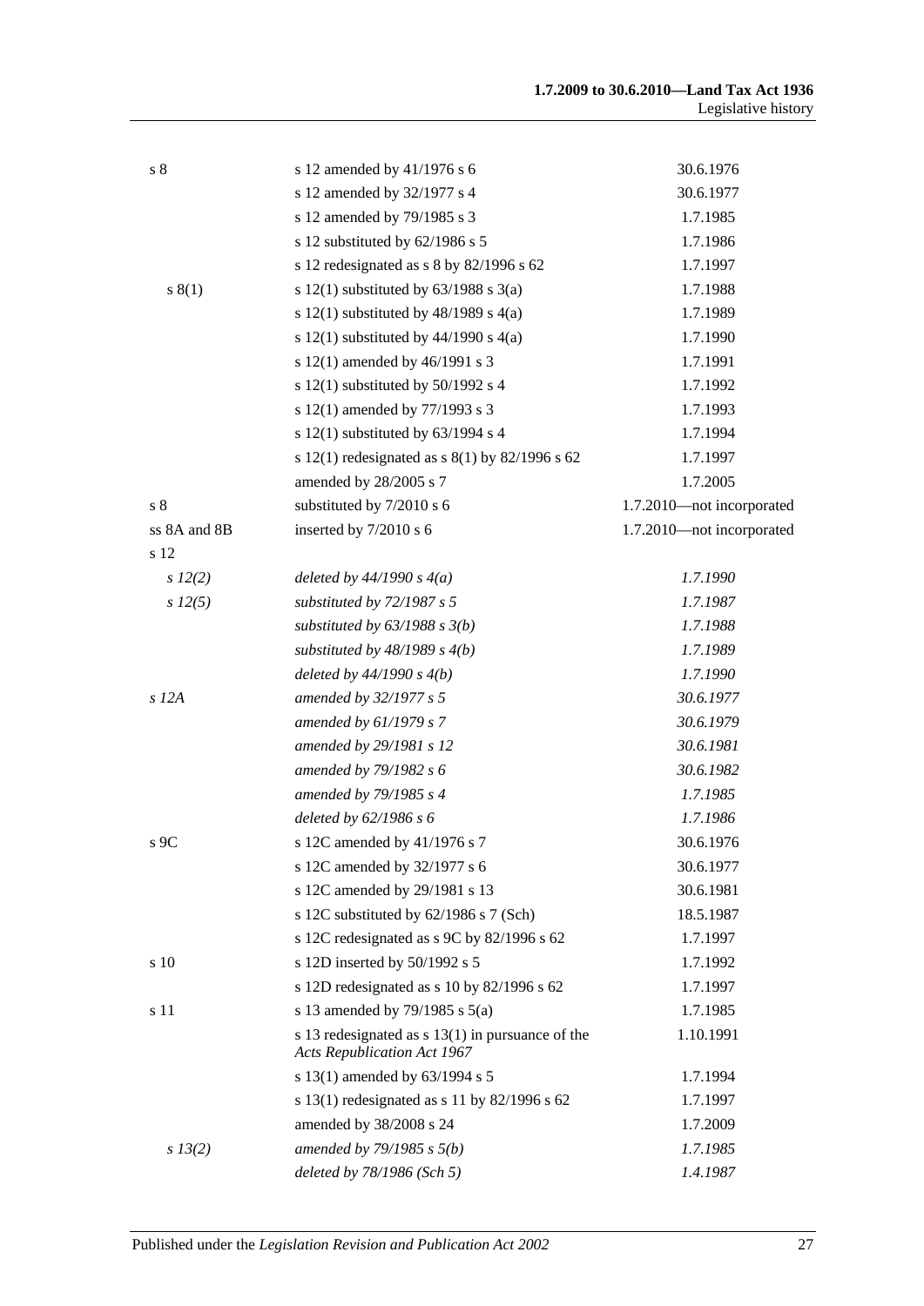| | | |
|---|---|---|
| s 8 | s 12 amended by 41/1976 s 6 | 30.6.1976 |
| | s 12 amended by 32/1977 s 4 | 30.6.1977 |
| | s 12 amended by 79/1985 s 3 | 1.7.1985 |
| | s 12 substituted by 62/1986 s 5 | 1.7.1986 |
| | s 12 redesignated as s 8 by 82/1996 s 62 | 1.7.1997 |
| s 8(1) | s 12(1) substituted by 63/1988 s 3(a) | 1.7.1988 |
| | s 12(1) substituted by 48/1989 s 4(a) | 1.7.1989 |
| | s 12(1) substituted by 44/1990 s 4(a) | 1.7.1990 |
| | s 12(1) amended by 46/1991 s 3 | 1.7.1991 |
| | s 12(1) substituted by 50/1992 s 4 | 1.7.1992 |
| | s 12(1) amended by 77/1993 s 3 | 1.7.1993 |
| | s 12(1) substituted by 63/1994 s 4 | 1.7.1994 |
| | s 12(1) redesignated as s 8(1) by 82/1996 s 62 | 1.7.1997 |
| | amended by 28/2005 s 7 | 1.7.2005 |
| s 8 | substituted by 7/2010 s 6 | 1.7.2010—not incorporated |
| ss 8A and 8B | inserted by 7/2010 s 6 | 1.7.2010—not incorporated |
| s 12 | | |
| *s 12(2)* | *deleted by 44/1990 s 4(a)* | *1.7.1990* |
| *s 12(5)* | *substituted by 72/1987 s 5* | *1.7.1987* |
| | *substituted by 63/1988 s 3(b)* | *1.7.1988* |
| | *substituted by 48/1989 s 4(b)* | *1.7.1989* |
| | *deleted by 44/1990 s 4(b)* | *1.7.1990* |
| *s 12A* | *amended by 32/1977 s 5* | *30.6.1977* |
| | *amended by 61/1979 s 7* | *30.6.1979* |
| | *amended by 29/1981 s 12* | *30.6.1981* |
| | *amended by 79/1982 s 6* | *30.6.1982* |
| | *amended by 79/1985 s 4* | *1.7.1985* |
| | *deleted by 62/1986 s 6* | *1.7.1986* |
| s 9C | s 12C amended by 41/1976 s 7 | 30.6.1976 |
| | s 12C amended by 32/1977 s 6 | 30.6.1977 |
| | s 12C amended by 29/1981 s 13 | 30.6.1981 |
| | s 12C substituted by 62/1986 s 7 (Sch) | 18.5.1987 |
| | s 12C redesignated as s 9C by 82/1996 s 62 | 1.7.1997 |
| s 10 | s 12D inserted by 50/1992 s 5 | 1.7.1992 |
| | s 12D redesignated as s 10 by 82/1996 s 62 | 1.7.1997 |
| s 11 | s 13 amended by 79/1985 s 5(a) | 1.7.1985 |
| | s 13 redesignated as s 13(1) in pursuance of the *Acts Republication Act 1967* | 1.10.1991 |
| | s 13(1) amended by 63/1994 s 5 | 1.7.1994 |
| | s 13(1) redesignated as s 11 by 82/1996 s 62 | 1.7.1997 |
| | amended by 38/2008 s 24 | 1.7.2009 |
| *s 13(2)* | *amended by 79/1985 s 5(b)* | *1.7.1985* |
| | *deleted by 78/1986 (Sch 5)* | *1.4.1987* |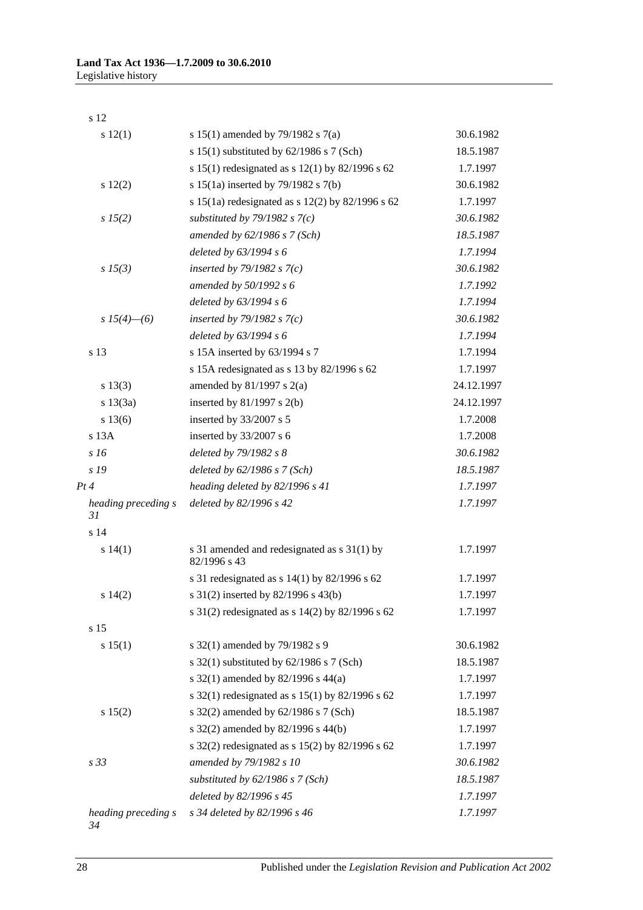| | | |
|---|---|---|
| s 12 | | |
| s 12(1) | s 15(1) amended by 79/1982 s 7(a) | 30.6.1982 |
| | s 15(1) substituted by 62/1986 s 7 (Sch) | 18.5.1987 |
| | s 15(1) redesignated as s 12(1) by 82/1996 s 62 | 1.7.1997 |
| s 12(2) | s 15(1a) inserted by 79/1982 s 7(b) | 30.6.1982 |
| | s 15(1a) redesignated as s 12(2) by 82/1996 s 62 | 1.7.1997 |
| *s 15(2)* | *substituted by 79/1982 s 7(c)* | *30.6.1982* |
| | *amended by 62/1986 s 7 (Sch)* | *18.5.1987* |
| | *deleted by 63/1994 s 6* | *1.7.1994* |
| *s 15(3)* | *inserted by 79/1982 s 7(c)* | *30.6.1982* |
| | *amended by 50/1992 s 6* | *1.7.1992* |
| | *deleted by 63/1994 s 6* | *1.7.1994* |
| *s 15(4)—(6)* | *inserted by 79/1982 s 7(c)* | *30.6.1982* |
| | *deleted by 63/1994 s 6* | *1.7.1994* |
| s 13 | s 15A inserted by 63/1994 s 7 | 1.7.1994 |
| | s 15A redesignated as s 13 by 82/1996 s 62 | 1.7.1997 |
| s 13(3) | amended by 81/1997 s 2(a) | 24.12.1997 |
| s 13(3a) | inserted by 81/1997 s 2(b) | 24.12.1997 |
| s 13(6) | inserted by 33/2007 s 5 | 1.7.2008 |
| s 13A | inserted by 33/2007 s 6 | 1.7.2008 |
| *s 16* | *deleted by 79/1982 s 8* | *30.6.1982* |
| *s 19* | *deleted by 62/1986 s 7 (Sch)* | *18.5.1987* |
| *Pt 4* | *heading deleted by 82/1996 s 41* | *1.7.1997* |
| *heading preceding s 31* | *deleted by 82/1996 s 42* | *1.7.1997* |
| s 14 | | |
| s 14(1) | s 31 amended and redesignated as s 31(1) by 82/1996 s 43 | 1.7.1997 |
| | s 31 redesignated as s 14(1) by 82/1996 s 62 | 1.7.1997 |
| s 14(2) | s 31(2) inserted by 82/1996 s 43(b) | 1.7.1997 |
| | s 31(2) redesignated as s 14(2) by 82/1996 s 62 | 1.7.1997 |
| s 15 | | |
| s 15(1) | s 32(1) amended by 79/1982 s 9 | 30.6.1982 |
| | s 32(1) substituted by 62/1986 s 7 (Sch) | 18.5.1987 |
| | s 32(1) amended by 82/1996 s 44(a) | 1.7.1997 |
| | s 32(1) redesignated as s 15(1) by 82/1996 s 62 | 1.7.1997 |
| s 15(2) | s 32(2) amended by 62/1986 s 7 (Sch) | 18.5.1987 |
| | s 32(2) amended by 82/1996 s 44(b) | 1.7.1997 |
| | s 32(2) redesignated as s 15(2) by 82/1996 s 62 | 1.7.1997 |
| *s 33* | *amended by 79/1982 s 10* | *30.6.1982* |
| | *substituted by 62/1986 s 7 (Sch)* | *18.5.1987* |
| | *deleted by 82/1996 s 45* | *1.7.1997* |
| *heading preceding s 34* | *s 34 deleted by 82/1996 s 46* | *1.7.1997* |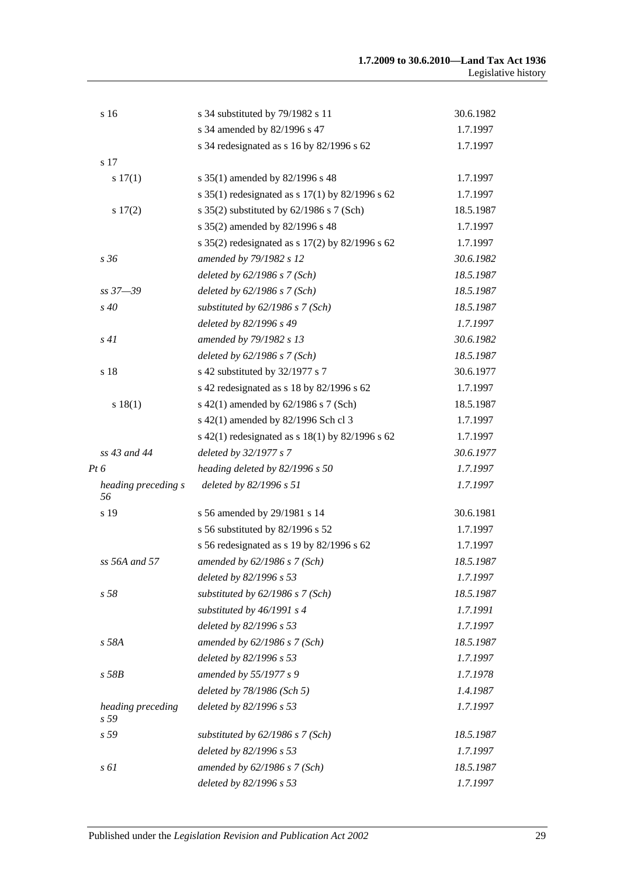| | | |
|---|---|---|
| s 16 | s 34 substituted by 79/1982 s 11 | 30.6.1982 |
| | s 34 amended by 82/1996 s 47 | 1.7.1997 |
| | s 34 redesignated as s 16 by 82/1996 s 62 | 1.7.1997 |
| s 17 | | |
| s 17(1) | s 35(1) amended by 82/1996 s 48 | 1.7.1997 |
| | s 35(1) redesignated as s 17(1) by 82/1996 s 62 | 1.7.1997 |
| s 17(2) | s 35(2) substituted by 62/1986 s 7 (Sch) | 18.5.1987 |
| | s 35(2) amended by 82/1996 s 48 | 1.7.1997 |
| | s 35(2) redesignated as s 17(2) by 82/1996 s 62 | 1.7.1997 |
| *s 36* | *amended by 79/1982 s 12* | *30.6.1982* |
| | *deleted by 62/1986 s 7 (Sch)* | *18.5.1987* |
| *ss 37—39* | *deleted by 62/1986 s 7 (Sch)* | *18.5.1987* |
| *s 40* | *substituted by 62/1986 s 7 (Sch)* | *18.5.1987* |
| | *deleted by 82/1996 s 49* | *1.7.1997* |
| *s 41* | *amended by 79/1982 s 13* | *30.6.1982* |
| | *deleted by 62/1986 s 7 (Sch)* | *18.5.1987* |
| s 18 | s 42 substituted by 32/1977 s 7 | 30.6.1977 |
| | s 42 redesignated as s 18 by 82/1996 s 62 | 1.7.1997 |
| s 18(1) | s 42(1) amended by 62/1986 s 7 (Sch) | 18.5.1987 |
| | s 42(1) amended by 82/1996 Sch cl 3 | 1.7.1997 |
| | s 42(1) redesignated as s 18(1) by 82/1996 s 62 | 1.7.1997 |
| *ss 43 and 44* | *deleted by 32/1977 s 7* | *30.6.1977* |
| *Pt 6* | *heading deleted by 82/1996 s 50* | *1.7.1997* |
| *heading preceding s 56* | *deleted by 82/1996 s 51* | *1.7.1997* |
| s 19 | s 56 amended by 29/1981 s 14 | 30.6.1981 |
| | s 56 substituted by 82/1996 s 52 | 1.7.1997 |
| | s 56 redesignated as s 19 by 82/1996 s 62 | 1.7.1997 |
| *ss 56A and 57* | *amended by 62/1986 s 7 (Sch)* | *18.5.1987* |
| | *deleted by 82/1996 s 53* | *1.7.1997* |
| *s 58* | *substituted by 62/1986 s 7 (Sch)* | *18.5.1987* |
| | *substituted by 46/1991 s 4* | *1.7.1991* |
| | *deleted by 82/1996 s 53* | *1.7.1997* |
| *s 58A* | *amended by 62/1986 s 7 (Sch)* | *18.5.1987* |
| | *deleted by 82/1996 s 53* | *1.7.1997* |
| *s 58B* | *amended by 55/1977 s 9* | *1.7.1978* |
| | *deleted by 78/1986 (Sch 5)* | *1.4.1987* |
| *heading preceding s 59* | *deleted by 82/1996 s 53* | *1.7.1997* |
| *s 59* | *substituted by 62/1986 s 7 (Sch)* | *18.5.1987* |
| | *deleted by 82/1996 s 53* | *1.7.1997* |
| *s 61* | *amended by 62/1986 s 7 (Sch)* | *18.5.1987* |
| | *deleted by 82/1996 s 53* | *1.7.1997* |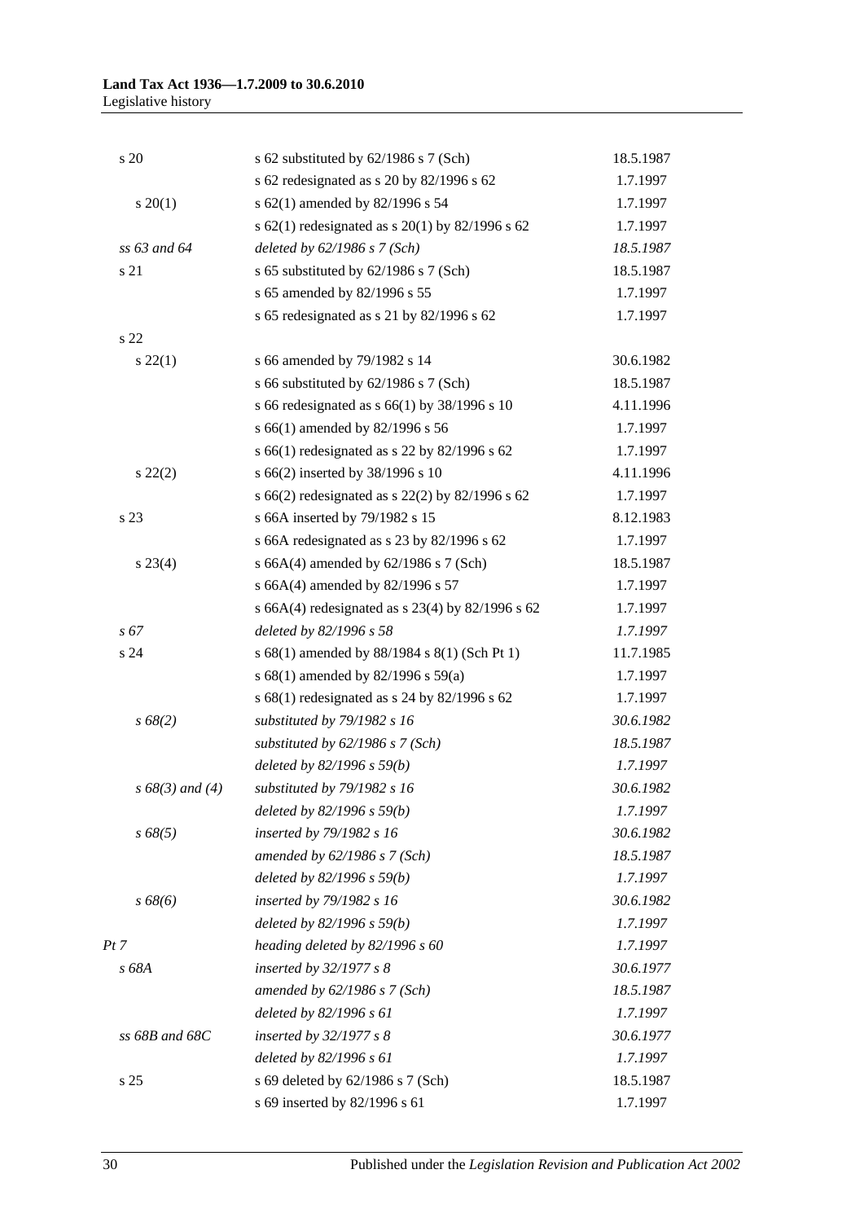| | | |
|---|---|---|
| s 20 | s 62 substituted by 62/1986 s 7 (Sch) | 18.5.1987 |
| | s 62 redesignated as s 20 by 82/1996 s 62 | 1.7.1997 |
| s 20(1) | s 62(1) amended by 82/1996 s 54 | 1.7.1997 |
| | s 62(1) redesignated as s 20(1) by 82/1996 s 62 | 1.7.1997 |
| *ss 63 and 64* | *deleted by 62/1986 s 7 (Sch)* | *18.5.1987* |
| s 21 | s 65 substituted by 62/1986 s 7 (Sch) | 18.5.1987 |
| | s 65 amended by 82/1996 s 55 | 1.7.1997 |
| | s 65 redesignated as s 21 by 82/1996 s 62 | 1.7.1997 |
| s 22 | | |
| s 22(1) | s 66 amended by 79/1982 s 14 | 30.6.1982 |
| | s 66 substituted by 62/1986 s 7 (Sch) | 18.5.1987 |
| | s 66 redesignated as s 66(1) by 38/1996 s 10 | 4.11.1996 |
| | s 66(1) amended by 82/1996 s 56 | 1.7.1997 |
| | s 66(1) redesignated as s 22 by 82/1996 s 62 | 1.7.1997 |
| s 22(2) | s 66(2) inserted by 38/1996 s 10 | 4.11.1996 |
| | s 66(2) redesignated as s 22(2) by 82/1996 s 62 | 1.7.1997 |
| s 23 | s 66A inserted by 79/1982 s 15 | 8.12.1983 |
| | s 66A redesignated as s 23 by 82/1996 s 62 | 1.7.1997 |
| s 23(4) | s 66A(4) amended by 62/1986 s 7 (Sch) | 18.5.1987 |
| | s 66A(4) amended by 82/1996 s 57 | 1.7.1997 |
| | s 66A(4) redesignated as s 23(4) by 82/1996 s 62 | 1.7.1997 |
| *s 67* | *deleted by 82/1996 s 58* | *1.7.1997* |
| s 24 | s 68(1) amended by 88/1984 s 8(1) (Sch Pt 1) | 11.7.1985 |
| | s 68(1) amended by 82/1996 s 59(a) | 1.7.1997 |
| | s 68(1) redesignated as s 24 by 82/1996 s 62 | 1.7.1997 |
| *s 68(2)* | *substituted by 79/1982 s 16* | *30.6.1982* |
| | *substituted by 62/1986 s 7 (Sch)* | *18.5.1987* |
| | *deleted by 82/1996 s 59(b)* | *1.7.1997* |
| *s 68(3) and (4)* | *substituted by 79/1982 s 16* | *30.6.1982* |
| | *deleted by 82/1996 s 59(b)* | *1.7.1997* |
| *s 68(5)* | *inserted by 79/1982 s 16* | *30.6.1982* |
| | *amended by 62/1986 s 7 (Sch)* | *18.5.1987* |
| | *deleted by 82/1996 s 59(b)* | *1.7.1997* |
| *s 68(6)* | *inserted by 79/1982 s 16* | *30.6.1982* |
| | *deleted by 82/1996 s 59(b)* | *1.7.1997* |
| *Pt 7* | *heading deleted by 82/1996 s 60* | *1.7.1997* |
| *s 68A* | *inserted by 32/1977 s 8* | *30.6.1977* |
| | *amended by 62/1986 s 7 (Sch)* | *18.5.1987* |
| | *deleted by 82/1996 s 61* | *1.7.1997* |
| *ss 68B and 68C* | *inserted by 32/1977 s 8* | *30.6.1977* |
| | *deleted by 82/1996 s 61* | *1.7.1997* |
| s 25 | s 69 deleted by 62/1986 s 7 (Sch) | 18.5.1987 |
| | s 69 inserted by 82/1996 s 61 | 1.7.1997 |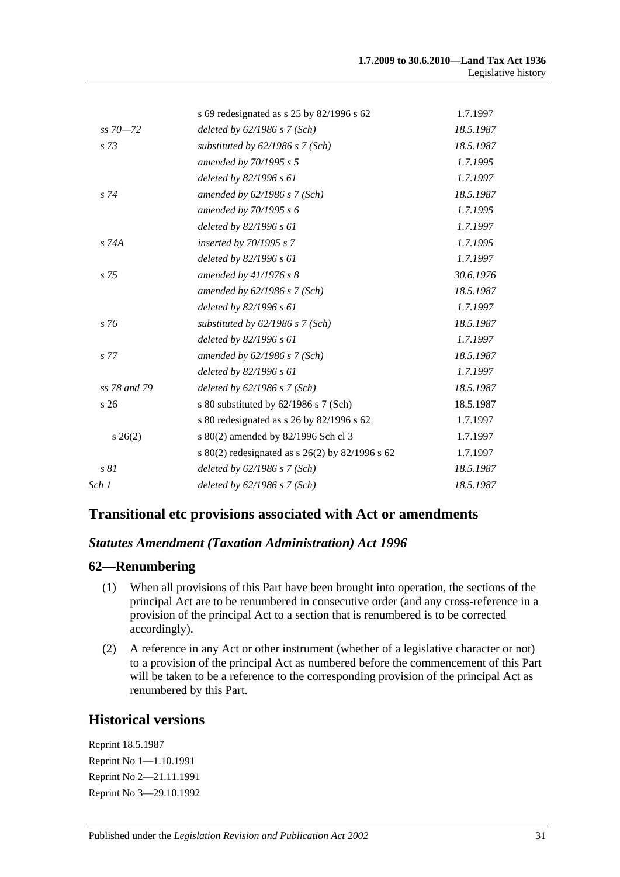| | | |
|---|---|---|
| | s 69 redesignated as s 25 by 82/1996 s 62 | 1.7.1997 |
| *ss 70—72* | *deleted by 62/1986 s 7 (Sch)* | *18.5.1987* |
| *s 73* | *substituted by 62/1986 s 7 (Sch)* | *18.5.1987* |
| | *amended by 70/1995 s 5* | *1.7.1995* |
| | *deleted by 82/1996 s 61* | *1.7.1997* |
| *s 74* | *amended by 62/1986 s 7 (Sch)* | *18.5.1987* |
| | *amended by 70/1995 s 6* | *1.7.1995* |
| | *deleted by 82/1996 s 61* | *1.7.1997* |
| *s 74A* | *inserted by 70/1995 s 7* | *1.7.1995* |
| | *deleted by 82/1996 s 61* | *1.7.1997* |
| *s 75* | *amended by 41/1976 s 8* | *30.6.1976* |
| | *amended by 62/1986 s 7 (Sch)* | *18.5.1987* |
| | *deleted by 82/1996 s 61* | *1.7.1997* |
| *s 76* | *substituted by 62/1986 s 7 (Sch)* | *18.5.1987* |
| | *deleted by 82/1996 s 61* | *1.7.1997* |
| *s 77* | *amended by 62/1986 s 7 (Sch)* | *18.5.1987* |
| | *deleted by 82/1996 s 61* | *1.7.1997* |
| *ss 78 and 79* | *deleted by 62/1986 s 7 (Sch)* | *18.5.1987* |
| s 26 | s 80 substituted by 62/1986 s 7 (Sch) | 18.5.1987 |
| | s 80 redesignated as s 26 by 82/1996 s 62 | 1.7.1997 |
| s 26(2) | s 80(2) amended by 82/1996 Sch cl 3 | 1.7.1997 |
| | s 80(2) redesignated as s 26(2) by 82/1996 s 62 | 1.7.1997 |
| *s 81* | *deleted by 62/1986 s 7 (Sch)* | *18.5.1987* |
| *Sch 1* | *deleted by 62/1986 s 7 (Sch)* | *18.5.1987* |

## Transitional etc provisions associated with Act or amendments

### *Statutes Amendment (Taxation Administration) Act 1996*

### 62—Renumbering

(1) When all provisions of this Part have been brought into operation, the sections of the principal Act are to be renumbered in consecutive order (and any cross-reference in a provision of the principal Act to a section that is renumbered is to be corrected accordingly).

(2) A reference in any Act or other instrument (whether of a legislative character or not) to a provision of the principal Act as numbered before the commencement of this Part will be taken to be a reference to the corresponding provision of the principal Act as renumbered by this Part.

## Historical versions

Reprint 18.5.1987

Reprint No 1—1.10.1991

Reprint No 2—21.11.1991

Reprint No 3—29.10.1992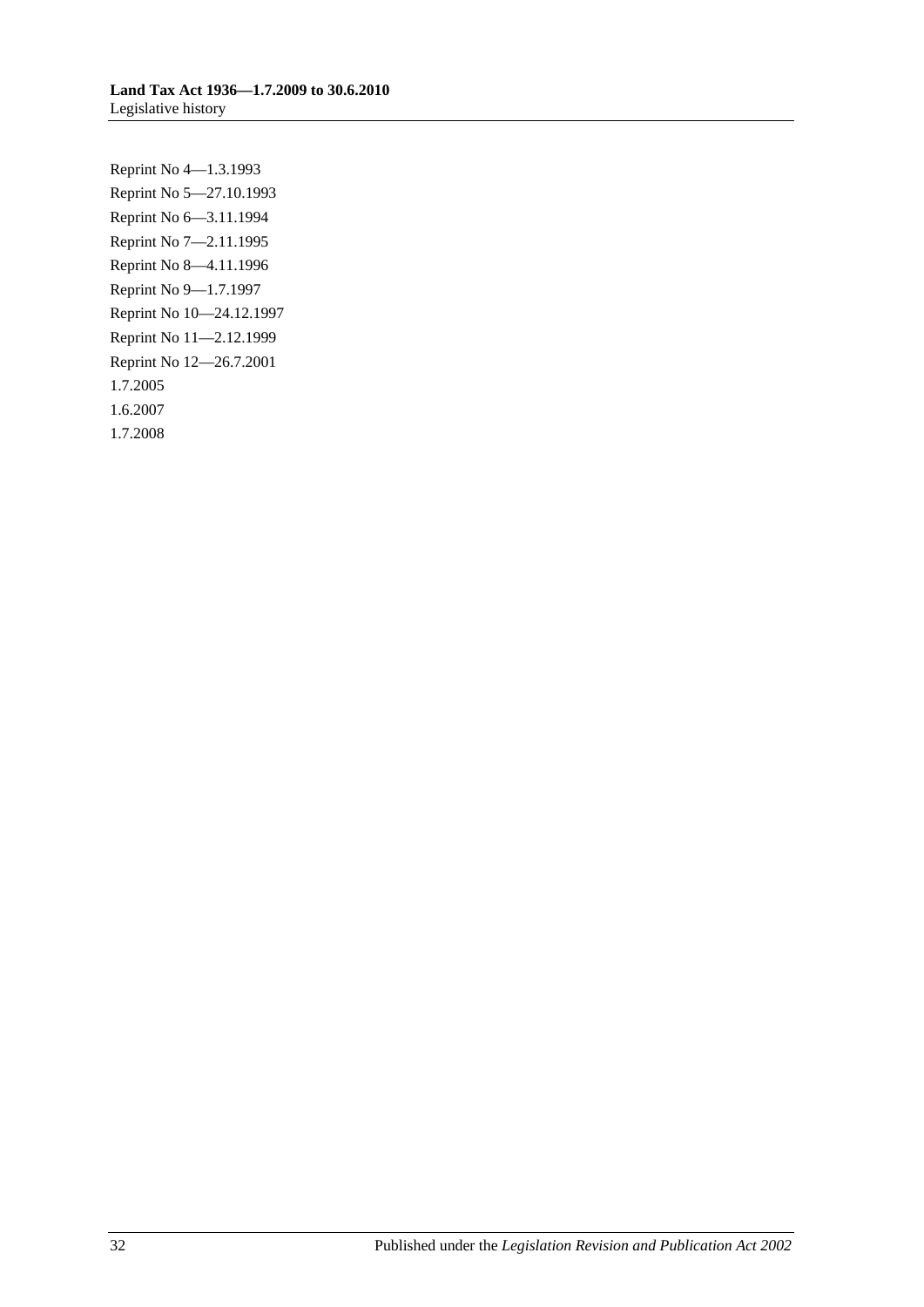Reprint No 4—1.3.1993
Reprint No 5—27.10.1993
Reprint No 6—3.11.1994
Reprint No 7—2.11.1995
Reprint No 8—4.11.1996
Reprint No 9—1.7.1997
Reprint No 10—24.12.1997
Reprint No 11—2.12.1999
Reprint No 12—26.7.2001
1.7.2005
1.6.2007
1.7.2008